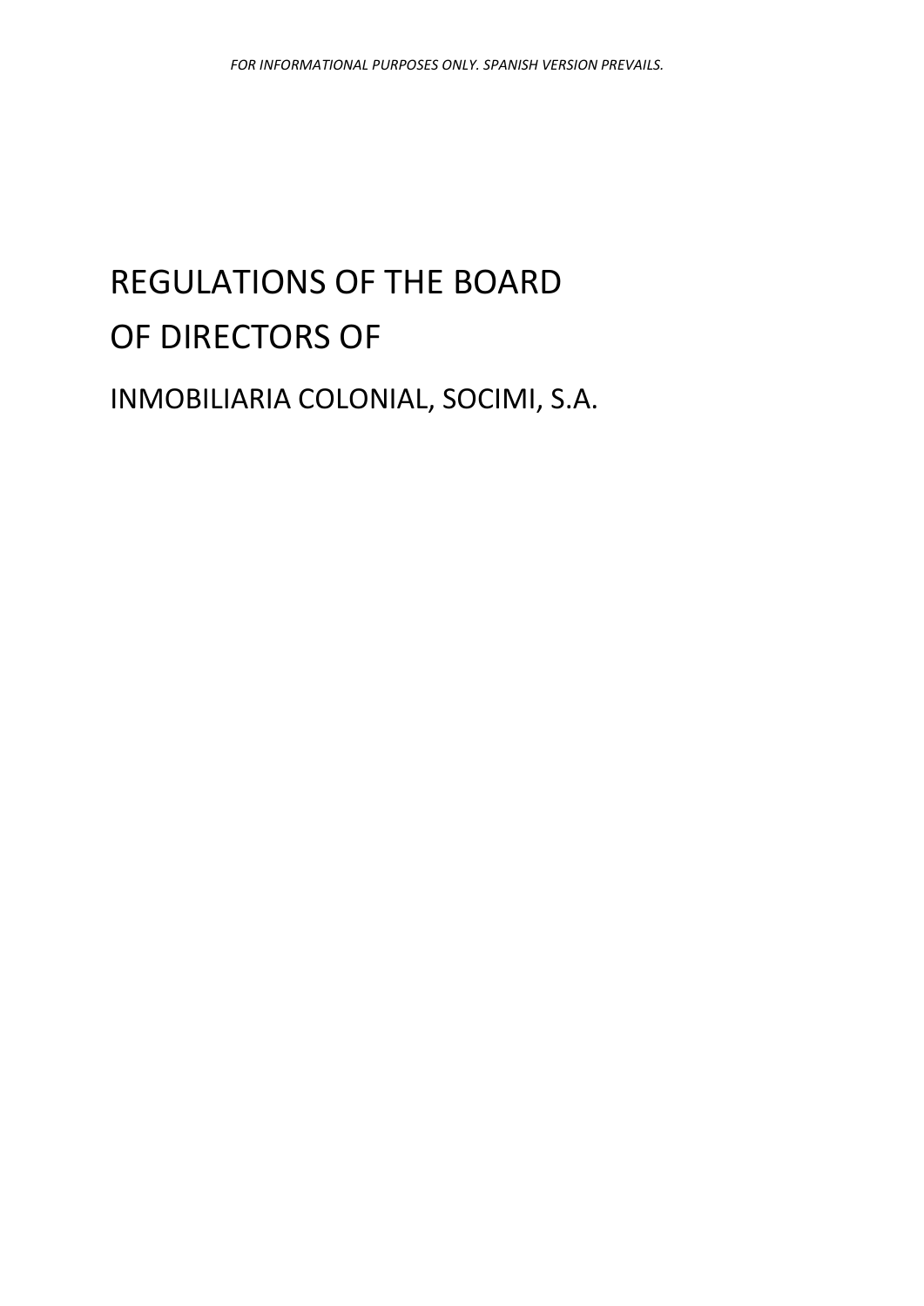*FOR INFORMATIONAL PURPOSES ONLY. SPANISH VERSION PREVAILS.*

# REGULATIONS OF THE BOARD OF DIRECTORS OF

## INMOBILIARIA COLONIAL, SOCIMI, S.A.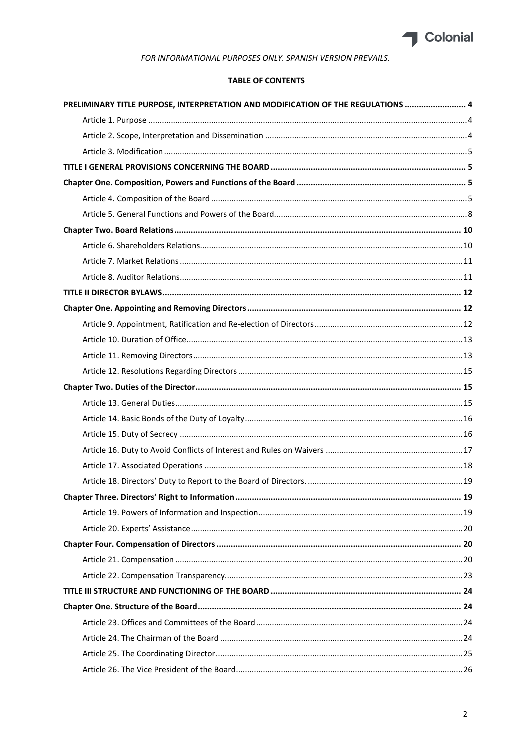*FOR INFORMATIONAL PURPOSES ONLY. SPANISH VERSION PREVAILS.*

**TABLE OF CONTENTS**

**PRELIMINARY TITLE PURPOSE, INTERPRETATION AND MODIFICATION OF THE REGULATIONS .......................... 4**

Article 1. Purpose .......................................................................................................................................... 4

Article 2. Scope, Interpretation and Dissemination ....................................................................................... 4

Article 3. Modification ................................................................................................................................... 5

**TITLE I GENERAL PROVISIONS CONCERNING THE BOARD ................................................................................. 5**

**Chapter One. Composition, Powers and Functions of the Board ...................................................................... 5**

Article 4. Composition of the Board ............................................................................................................... 5

Article 5. General Functions and Powers of the Board.................................................................................... 8

**Chapter Two. Board Relations ....................................................................................................................... 10**

Article 6. Shareholders Relations.................................................................................................................. 10

Article 7. Market Relations ........................................................................................................................... 11

Article 8. Auditor Relations........................................................................................................................... 11

**TITLE II DIRECTOR BYLAWS ............................................................................................................................ 12**

**Chapter One. Appointing and Removing Directors ......................................................................................... 12**

Article 9. Appointment, Ratification and Re-election of Directors ................................................................ 12

Article 10. Duration of Office ........................................................................................................................ 13

Article 11. Removing Directors ..................................................................................................................... 13

Article 12. Resolutions Regarding Directors .................................................................................................. 15

**Chapter Two. Duties of the Director .............................................................................................................. 15**

Article 13. General Duties ............................................................................................................................. 15

Article 14. Basic Bonds of the Duty of Loyalty ............................................................................................... 16

Article 15. Duty of Secrecy ........................................................................................................................... 16

Article 16. Duty to Avoid Conflicts of Interest and Rules on Waivers ........................................................... 17

Article 17. Associated Operations ................................................................................................................ 18

Article 18. Directors' Duty to Report to the Board of Directors. .................................................................... 19

**Chapter Three. Directors' Right to Information ............................................................................................. 19**

Article 19. Powers of Information and Inspection......................................................................................... 19

Article 20. Experts' Assistance ....................................................................................................................... 20

**Chapter Four. Compensation of Directors ...................................................................................................... 20**

Article 21. Compensation ............................................................................................................................. 20

Article 22. Compensation Transparency ........................................................................................................ 23

**TITLE III STRUCTURE AND FUNCTIONING OF THE BOARD ............................................................................... 24**

**Chapter One. Structure of the Board .............................................................................................................. 24**

Article 23. Offices and Committees of the Board .......................................................................................... 24

Article 24. The Chairman of the Board .......................................................................................................... 24

Article 25. The Coordinating Director ............................................................................................................ 25

Article 26. The Vice President of the Board ................................................................................................... 26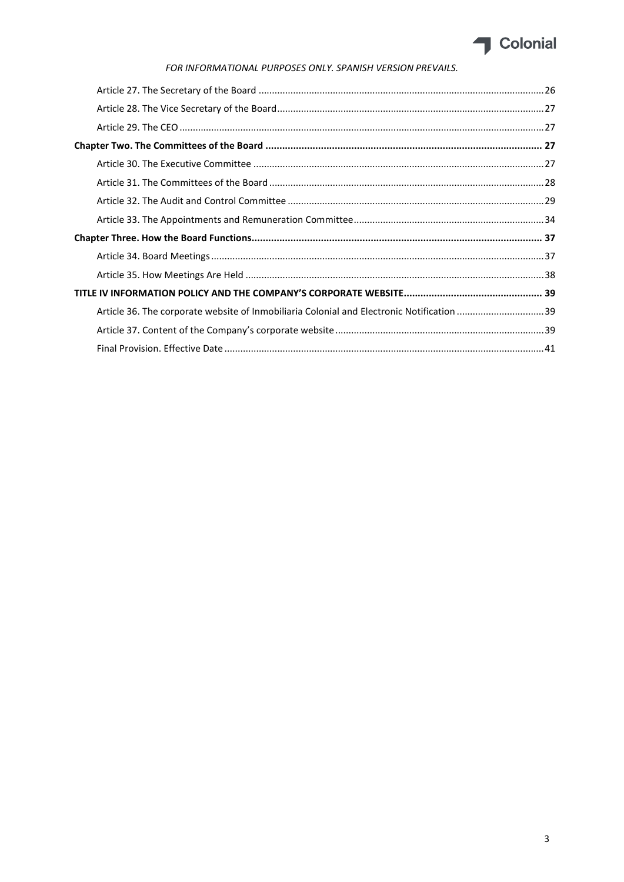*FOR INFORMATIONAL PURPOSES ONLY. SPANISH VERSION PREVAILS.*

Article 27. The Secretary of the Board ... 26

Article 28. The Vice Secretary of the Board ... 27

Article 29. The CEO ... 27

**Chapter Two. The Committees of the Board ... 27**

Article 30. The Executive Committee ... 27

Article 31. The Committees of the Board ... 28

Article 32. The Audit and Control Committee ... 29

Article 33. The Appointments and Remuneration Committee ... 34

**Chapter Three. How the Board Functions ... 37**

Article 34. Board Meetings ... 37

Article 35. How Meetings Are Held ... 38

**TITLE IV INFORMATION POLICY AND THE COMPANY'S CORPORATE WEBSITE ... 39**

Article 36. The corporate website of Inmobiliaria Colonial and Electronic Notification ... 39

Article 37. Content of the Company's corporate website ... 39

Final Provision. Effective Date ... 41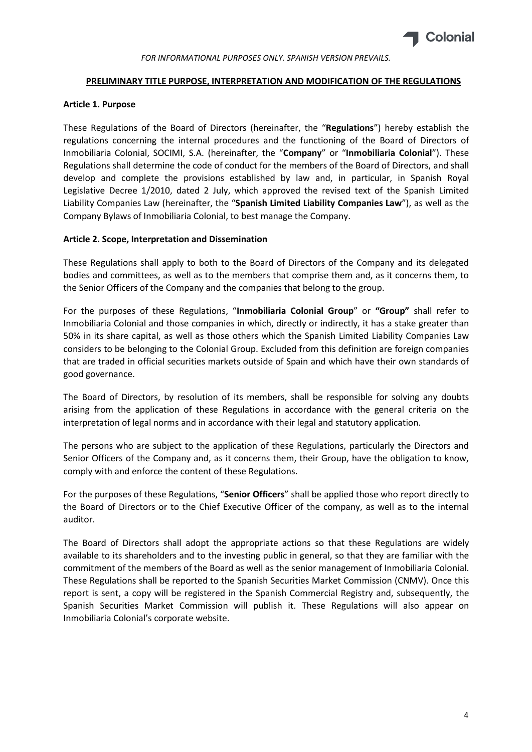*FOR INFORMATIONAL PURPOSES ONLY. SPANISH VERSION PREVAILS.*

## PRELIMINARY TITLE PURPOSE, INTERPRETATION AND MODIFICATION OF THE REGULATIONS

### Article 1. Purpose

These Regulations of the Board of Directors (hereinafter, the "**Regulations**") hereby establish the regulations concerning the internal procedures and the functioning of the Board of Directors of Inmobiliaria Colonial, SOCIMI, S.A. (hereinafter, the "**Company**" or "**Inmobiliaria Colonial**"). These Regulations shall determine the code of conduct for the members of the Board of Directors, and shall develop and complete the provisions established by law and, in particular, in Spanish Royal Legislative Decree 1/2010, dated 2 July, which approved the revised text of the Spanish Limited Liability Companies Law (hereinafter, the "**Spanish Limited Liability Companies Law**"), as well as the Company Bylaws of Inmobiliaria Colonial, to best manage the Company.

### Article 2. Scope, Interpretation and Dissemination

These Regulations shall apply to both to the Board of Directors of the Company and its delegated bodies and committees, as well as to the members that comprise them and, as it concerns them, to the Senior Officers of the Company and the companies that belong to the group.

For the purposes of these Regulations, "**Inmobiliaria Colonial Group**" or **"Group"** shall refer to Inmobiliaria Colonial and those companies in which, directly or indirectly, it has a stake greater than 50% in its share capital, as well as those others which the Spanish Limited Liability Companies Law considers to be belonging to the Colonial Group. Excluded from this definition are foreign companies that are traded in official securities markets outside of Spain and which have their own standards of good governance.

The Board of Directors, by resolution of its members, shall be responsible for solving any doubts arising from the application of these Regulations in accordance with the general criteria on the interpretation of legal norms and in accordance with their legal and statutory application.

The persons who are subject to the application of these Regulations, particularly the Directors and Senior Officers of the Company and, as it concerns them, their Group, have the obligation to know, comply with and enforce the content of these Regulations.

For the purposes of these Regulations, "**Senior Officers**" shall be applied those who report directly to the Board of Directors or to the Chief Executive Officer of the company, as well as to the internal auditor.

The Board of Directors shall adopt the appropriate actions so that these Regulations are widely available to its shareholders and to the investing public in general, so that they are familiar with the commitment of the members of the Board as well as the senior management of Inmobiliaria Colonial. These Regulations shall be reported to the Spanish Securities Market Commission (CNMV). Once this report is sent, a copy will be registered in the Spanish Commercial Registry and, subsequently, the Spanish Securities Market Commission will publish it. These Regulations will also appear on Inmobiliaria Colonial's corporate website.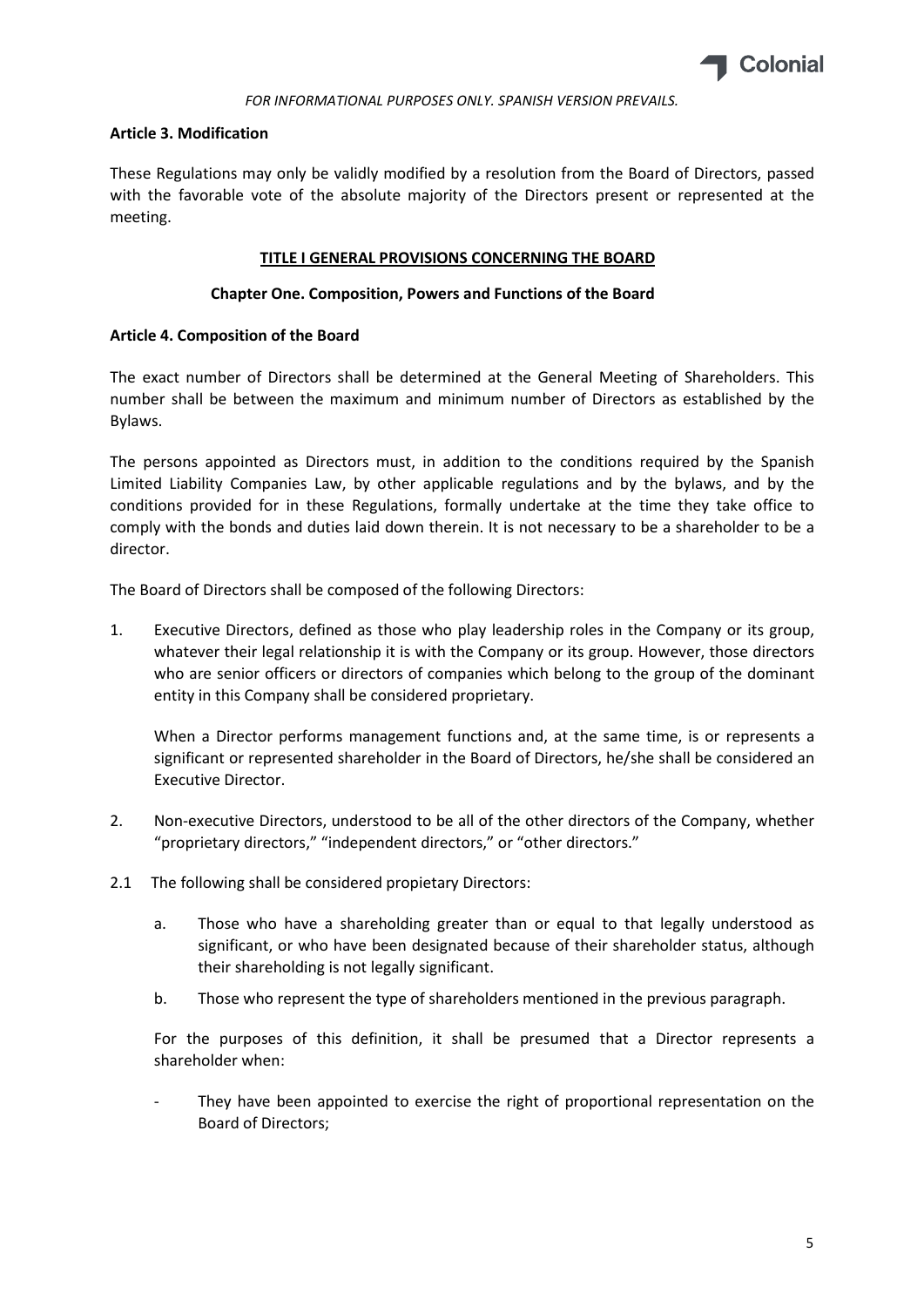*FOR INFORMATIONAL PURPOSES ONLY. SPANISH VERSION PREVAILS.*

**Article 3. Modification**

These Regulations may only be validly modified by a resolution from the Board of Directors, passed with the favorable vote of the absolute majority of the Directors present or represented at the meeting.

## TITLE I GENERAL PROVISIONS CONCERNING THE BOARD

### Chapter One. Composition, Powers and Functions of the Board

**Article 4. Composition of the Board**

The exact number of Directors shall be determined at the General Meeting of Shareholders. This number shall be between the maximum and minimum number of Directors as established by the Bylaws.

The persons appointed as Directors must, in addition to the conditions required by the Spanish Limited Liability Companies Law, by other applicable regulations and by the bylaws, and by the conditions provided for in these Regulations, formally undertake at the time they take office to comply with the bonds and duties laid down therein. It is not necessary to be a shareholder to be a director.

The Board of Directors shall be composed of the following Directors:

1. Executive Directors, defined as those who play leadership roles in the Company or its group, whatever their legal relationship it is with the Company or its group. However, those directors who are senior officers or directors of companies which belong to the group of the dominant entity in this Company shall be considered proprietary.

   When a Director performs management functions and, at the same time, is or represents a significant or represented shareholder in the Board of Directors, he/she shall be considered an Executive Director.

2. Non-executive Directors, understood to be all of the other directors of the Company, whether "proprietary directors," "independent directors," or "other directors."

2.1 The following shall be considered propietary Directors:

   a. Those who have a shareholding greater than or equal to that legally understood as significant, or who have been designated because of their shareholder status, although their shareholding is not legally significant.

   b. Those who represent the type of shareholders mentioned in the previous paragraph.

   For the purposes of this definition, it shall be presumed that a Director represents a shareholder when:

   - They have been appointed to exercise the right of proportional representation on the Board of Directors;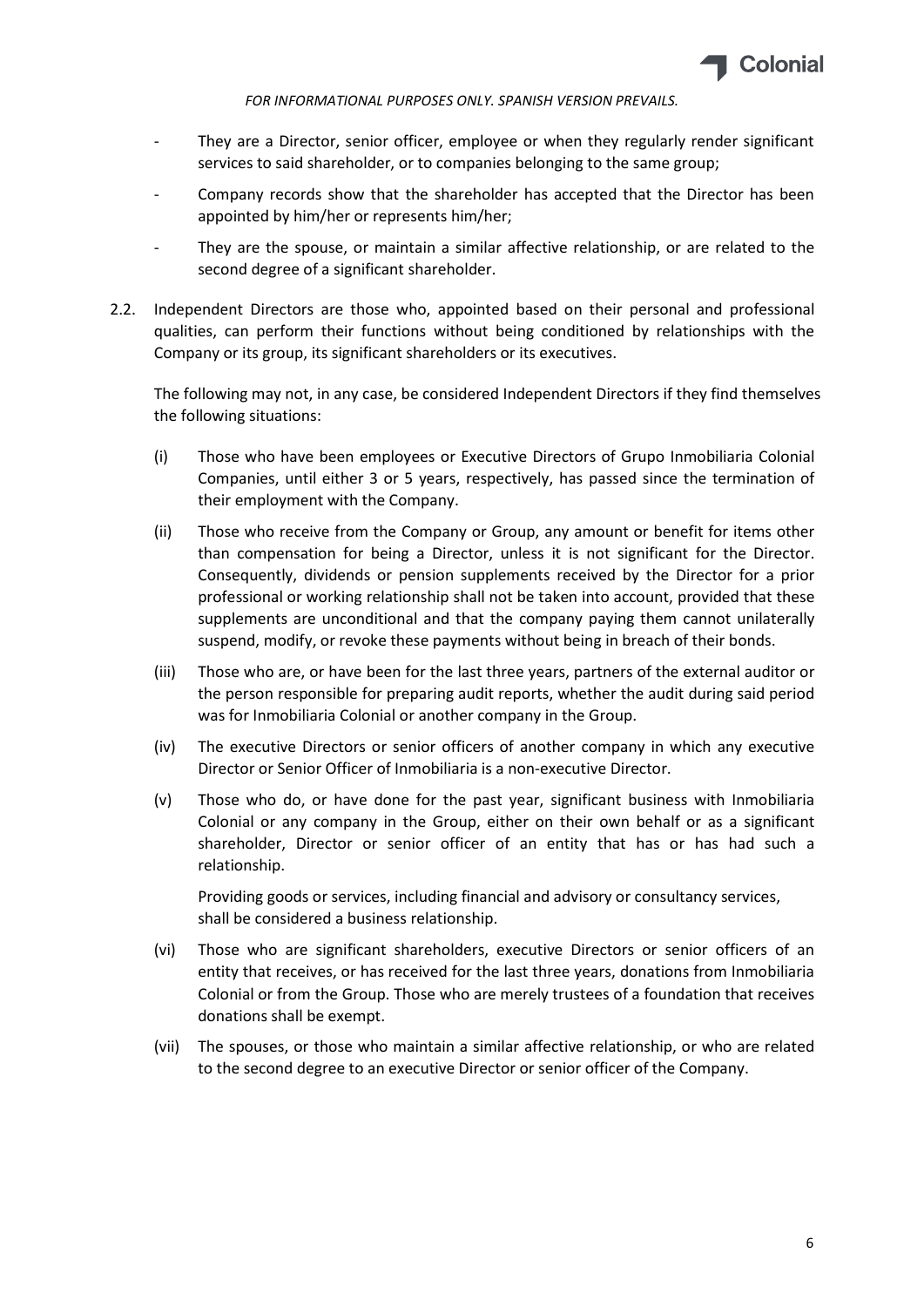- They are a Director, senior officer, employee or when they regularly render significant services to said shareholder, or to companies belonging to the same group;
- Company records show that the shareholder has accepted that the Director has been appointed by him/her or represents him/her;
- They are the spouse, or maintain a similar affective relationship, or are related to the second degree of a significant shareholder.

2.2. Independent Directors are those who, appointed based on their personal and professional qualities, can perform their functions without being conditioned by relationships with the Company or its group, its significant shareholders or its executives.

The following may not, in any case, be considered Independent Directors if they find themselves the following situations:

(i) Those who have been employees or Executive Directors of Grupo Inmobiliaria Colonial Companies, until either 3 or 5 years, respectively, has passed since the termination of their employment with the Company.

(ii) Those who receive from the Company or Group, any amount or benefit for items other than compensation for being a Director, unless it is not significant for the Director. Consequently, dividends or pension supplements received by the Director for a prior professional or working relationship shall not be taken into account, provided that these supplements are unconditional and that the company paying them cannot unilaterally suspend, modify, or revoke these payments without being in breach of their bonds.

(iii) Those who are, or have been for the last three years, partners of the external auditor or the person responsible for preparing audit reports, whether the audit during said period was for Inmobiliaria Colonial or another company in the Group.

(iv) The executive Directors or senior officers of another company in which any executive Director or Senior Officer of Inmobiliaria is a non-executive Director.

(v) Those who do, or have done for the past year, significant business with Inmobiliaria Colonial or any company in the Group, either on their own behalf or as a significant shareholder, Director or senior officer of an entity that has or has had such a relationship.

Providing goods or services, including financial and advisory or consultancy services, shall be considered a business relationship.

(vi) Those who are significant shareholders, executive Directors or senior officers of an entity that receives, or has received for the last three years, donations from Inmobiliaria Colonial or from the Group. Those who are merely trustees of a foundation that receives donations shall be exempt.

(vii) The spouses, or those who maintain a similar affective relationship, or who are related to the second degree to an executive Director or senior officer of the Company.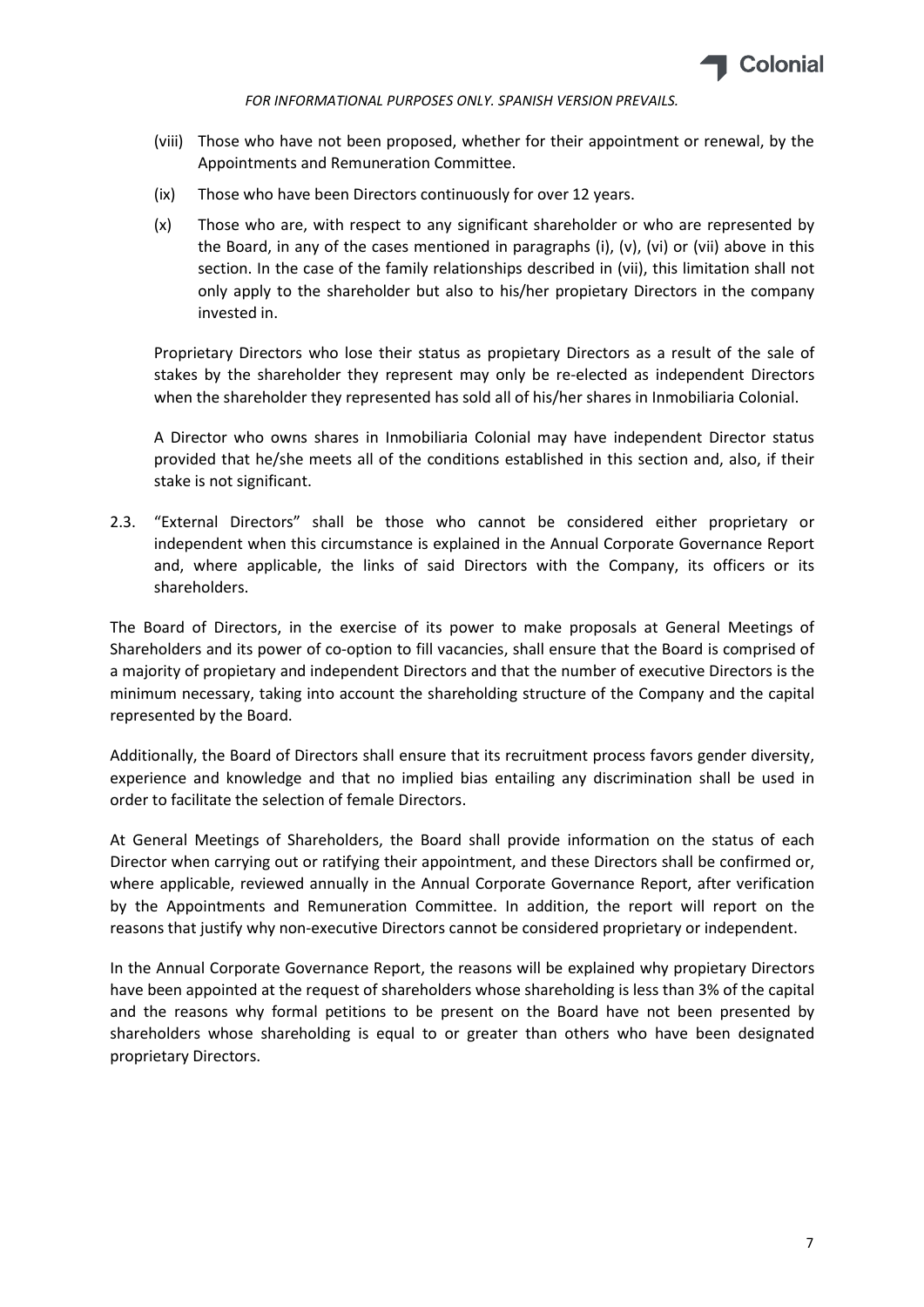(viii) Those who have not been proposed, whether for their appointment or renewal, by the Appointments and Remuneration Committee.

(ix) Those who have been Directors continuously for over 12 years.

(x) Those who are, with respect to any significant shareholder or who are represented by the Board, in any of the cases mentioned in paragraphs (i), (v), (vi) or (vii) above in this section. In the case of the family relationships described in (vii), this limitation shall not only apply to the shareholder but also to his/her propietary Directors in the company invested in.

Proprietary Directors who lose their status as propietary Directors as a result of the sale of stakes by the shareholder they represent may only be re-elected as independent Directors when the shareholder they represented has sold all of his/her shares in Inmobiliaria Colonial.

A Director who owns shares in Inmobiliaria Colonial may have independent Director status provided that he/she meets all of the conditions established in this section and, also, if their stake is not significant.

2.3. "External Directors" shall be those who cannot be considered either proprietary or independent when this circumstance is explained in the Annual Corporate Governance Report and, where applicable, the links of said Directors with the Company, its officers or its shareholders.

The Board of Directors, in the exercise of its power to make proposals at General Meetings of Shareholders and its power of co-option to fill vacancies, shall ensure that the Board is comprised of a majority of propietary and independent Directors and that the number of executive Directors is the minimum necessary, taking into account the shareholding structure of the Company and the capital represented by the Board.

Additionally, the Board of Directors shall ensure that its recruitment process favors gender diversity, experience and knowledge and that no implied bias entailing any discrimination shall be used in order to facilitate the selection of female Directors.

At General Meetings of Shareholders, the Board shall provide information on the status of each Director when carrying out or ratifying their appointment, and these Directors shall be confirmed or, where applicable, reviewed annually in the Annual Corporate Governance Report, after verification by the Appointments and Remuneration Committee. In addition, the report will report on the reasons that justify why non-executive Directors cannot be considered proprietary or independent.

In the Annual Corporate Governance Report, the reasons will be explained why propietary Directors have been appointed at the request of shareholders whose shareholding is less than 3% of the capital and the reasons why formal petitions to be present on the Board have not been presented by shareholders whose shareholding is equal to or greater than others who have been designated proprietary Directors.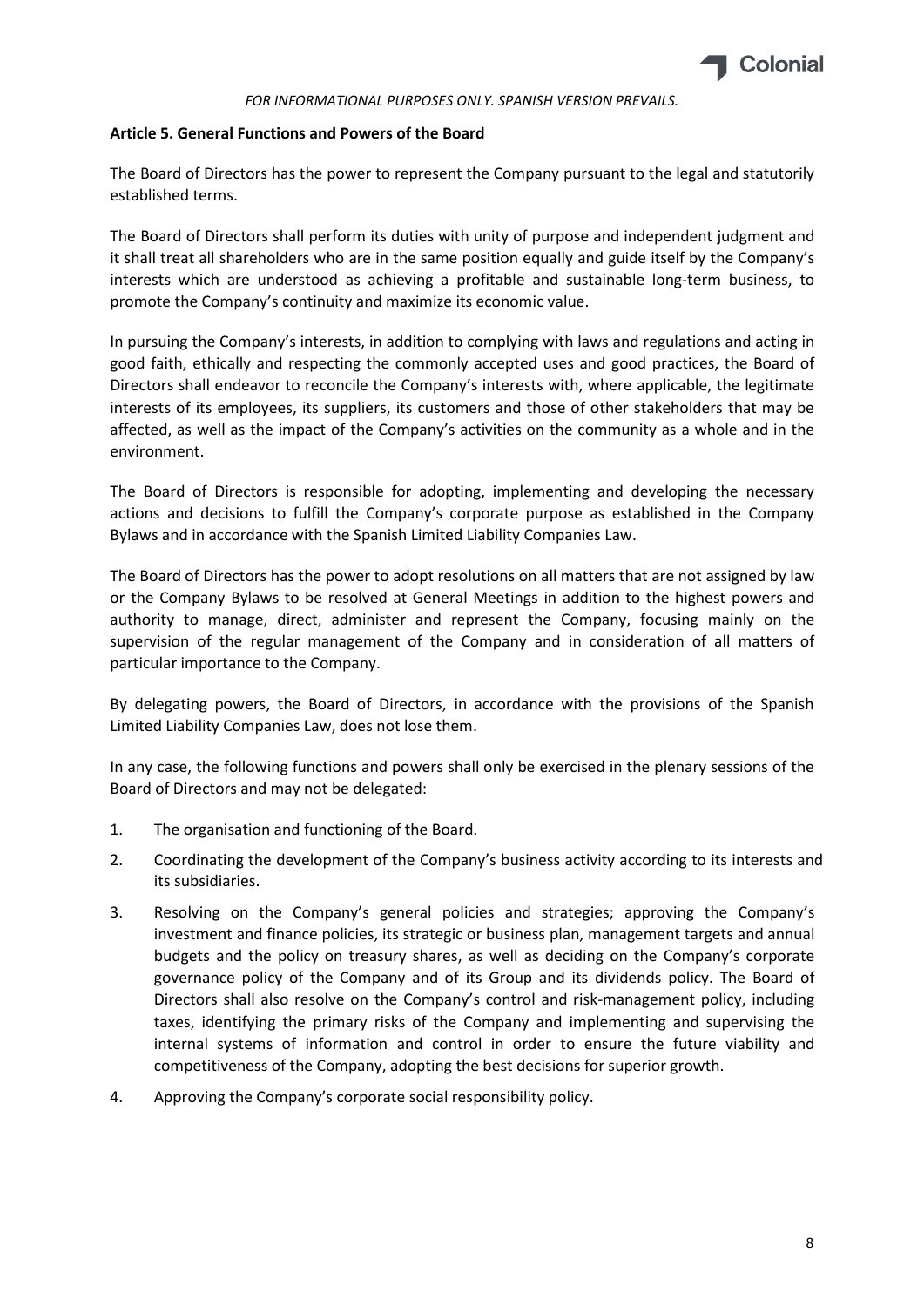*FOR INFORMATIONAL PURPOSES ONLY. SPANISH VERSION PREVAILS.*

**Article 5. General Functions and Powers of the Board**

The Board of Directors has the power to represent the Company pursuant to the legal and statutorily established terms.

The Board of Directors shall perform its duties with unity of purpose and independent judgment and it shall treat all shareholders who are in the same position equally and guide itself by the Company's interests which are understood as achieving a profitable and sustainable long-term business, to promote the Company's continuity and maximize its economic value.

In pursuing the Company's interests, in addition to complying with laws and regulations and acting in good faith, ethically and respecting the commonly accepted uses and good practices, the Board of Directors shall endeavor to reconcile the Company's interests with, where applicable, the legitimate interests of its employees, its suppliers, its customers and those of other stakeholders that may be affected, as well as the impact of the Company's activities on the community as a whole and in the environment.

The Board of Directors is responsible for adopting, implementing and developing the necessary actions and decisions to fulfill the Company's corporate purpose as established in the Company Bylaws and in accordance with the Spanish Limited Liability Companies Law.

The Board of Directors has the power to adopt resolutions on all matters that are not assigned by law or the Company Bylaws to be resolved at General Meetings in addition to the highest powers and authority to manage, direct, administer and represent the Company, focusing mainly on the supervision of the regular management of the Company and in consideration of all matters of particular importance to the Company.

By delegating powers, the Board of Directors, in accordance with the provisions of the Spanish Limited Liability Companies Law, does not lose them.

In any case, the following functions and powers shall only be exercised in the plenary sessions of the Board of Directors and may not be delegated:

1. The organisation and functioning of the Board.
2. Coordinating the development of the Company's business activity according to its interests and its subsidiaries.
3. Resolving on the Company's general policies and strategies; approving the Company's investment and finance policies, its strategic or business plan, management targets and annual budgets and the policy on treasury shares, as well as deciding on the Company's corporate governance policy of the Company and of its Group and its dividends policy. The Board of Directors shall also resolve on the Company's control and risk-management policy, including taxes, identifying the primary risks of the Company and implementing and supervising the internal systems of information and control in order to ensure the future viability and competitiveness of the Company, adopting the best decisions for superior growth.
4. Approving the Company's corporate social responsibility policy.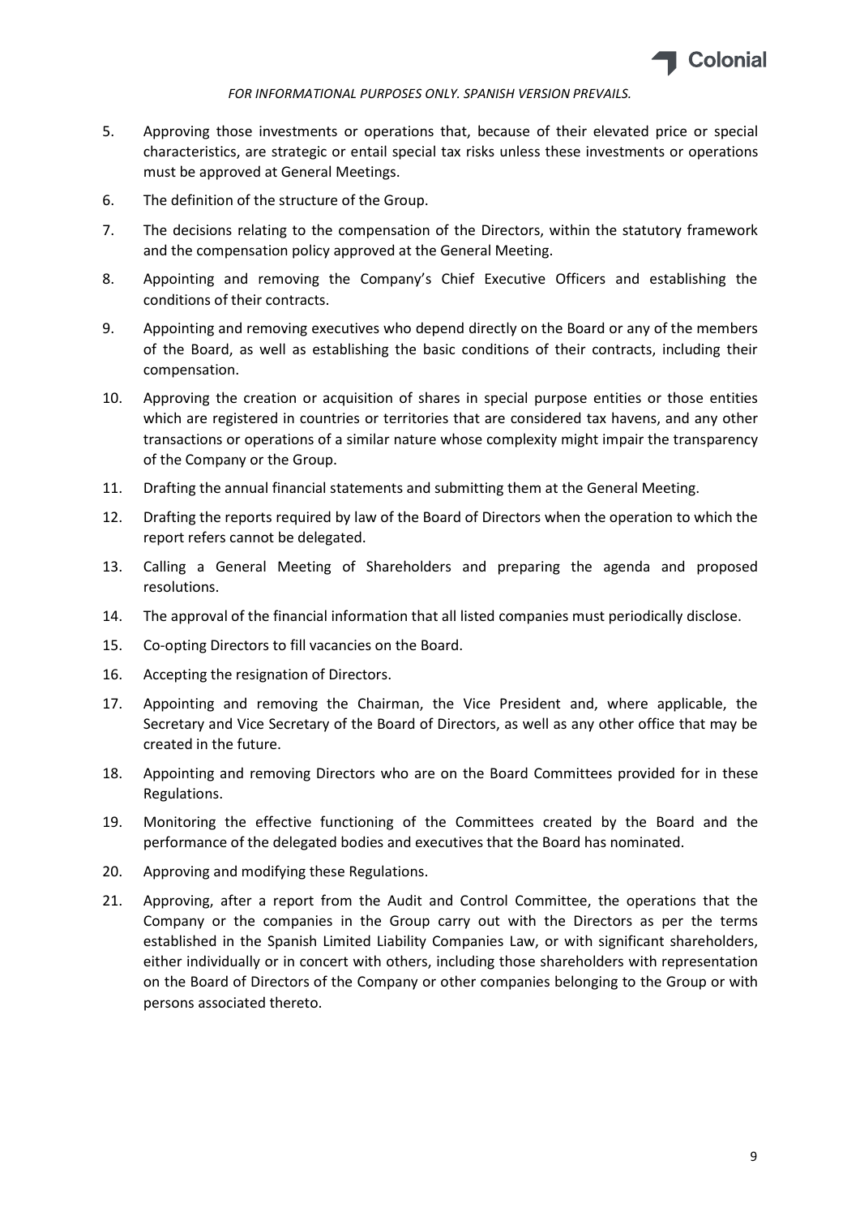5. Approving those investments or operations that, because of their elevated price or special characteristics, are strategic or entail special tax risks unless these investments or operations must be approved at General Meetings.
6. The definition of the structure of the Group.
7. The decisions relating to the compensation of the Directors, within the statutory framework and the compensation policy approved at the General Meeting.
8. Appointing and removing the Company's Chief Executive Officers and establishing the conditions of their contracts.
9. Appointing and removing executives who depend directly on the Board or any of the members of the Board, as well as establishing the basic conditions of their contracts, including their compensation.
10. Approving the creation or acquisition of shares in special purpose entities or those entities which are registered in countries or territories that are considered tax havens, and any other transactions or operations of a similar nature whose complexity might impair the transparency of the Company or the Group.
11. Drafting the annual financial statements and submitting them at the General Meeting.
12. Drafting the reports required by law of the Board of Directors when the operation to which the report refers cannot be delegated.
13. Calling a General Meeting of Shareholders and preparing the agenda and proposed resolutions.
14. The approval of the financial information that all listed companies must periodically disclose.
15. Co-opting Directors to fill vacancies on the Board.
16. Accepting the resignation of Directors.
17. Appointing and removing the Chairman, the Vice President and, where applicable, the Secretary and Vice Secretary of the Board of Directors, as well as any other office that may be created in the future.
18. Appointing and removing Directors who are on the Board Committees provided for in these Regulations.
19. Monitoring the effective functioning of the Committees created by the Board and the performance of the delegated bodies and executives that the Board has nominated.
20. Approving and modifying these Regulations.
21. Approving, after a report from the Audit and Control Committee, the operations that the Company or the companies in the Group carry out with the Directors as per the terms established in the Spanish Limited Liability Companies Law, or with significant shareholders, either individually or in concert with others, including those shareholders with representation on the Board of Directors of the Company or other companies belonging to the Group or with persons associated thereto.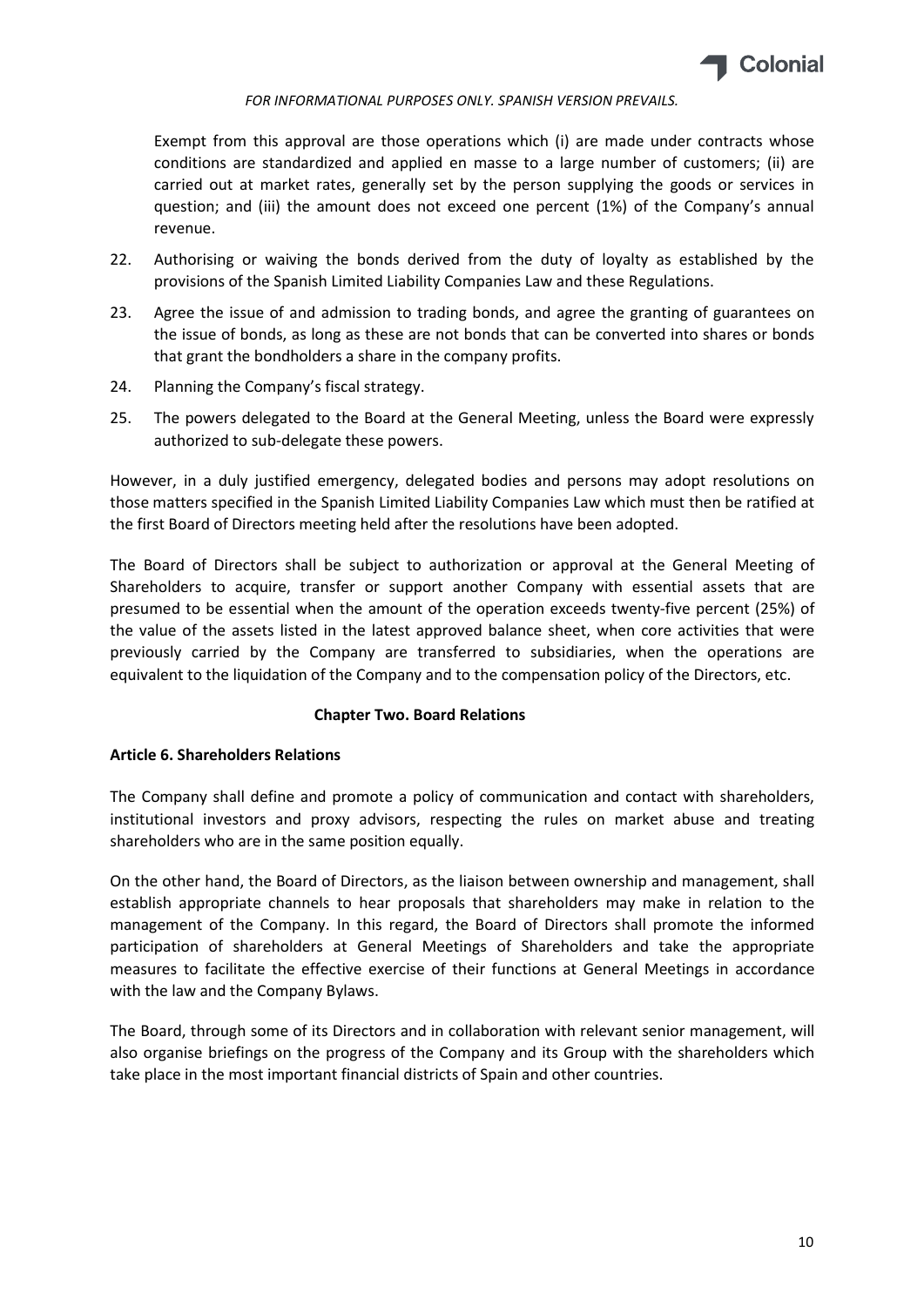Exempt from this approval are those operations which (i) are made under contracts whose conditions are standardized and applied en masse to a large number of customers; (ii) are carried out at market rates, generally set by the person supplying the goods or services in question; and (iii) the amount does not exceed one percent (1%) of the Company's annual revenue.

22. Authorising or waiving the bonds derived from the duty of loyalty as established by the provisions of the Spanish Limited Liability Companies Law and these Regulations.
23. Agree the issue of and admission to trading bonds, and agree the granting of guarantees on the issue of bonds, as long as these are not bonds that can be converted into shares or bonds that grant the bondholders a share in the company profits.
24. Planning the Company's fiscal strategy.
25. The powers delegated to the Board at the General Meeting, unless the Board were expressly authorized to sub-delegate these powers.

However, in a duly justified emergency, delegated bodies and persons may adopt resolutions on those matters specified in the Spanish Limited Liability Companies Law which must then be ratified at the first Board of Directors meeting held after the resolutions have been adopted.

The Board of Directors shall be subject to authorization or approval at the General Meeting of Shareholders to acquire, transfer or support another Company with essential assets that are presumed to be essential when the amount of the operation exceeds twenty-five percent (25%) of the value of the assets listed in the latest approved balance sheet, when core activities that were previously carried by the Company are transferred to subsidiaries, when the operations are equivalent to the liquidation of the Company and to the compensation policy of the Directors, etc.

## Chapter Two. Board Relations

### Article 6. Shareholders Relations

The Company shall define and promote a policy of communication and contact with shareholders, institutional investors and proxy advisors, respecting the rules on market abuse and treating shareholders who are in the same position equally.

On the other hand, the Board of Directors, as the liaison between ownership and management, shall establish appropriate channels to hear proposals that shareholders may make in relation to the management of the Company. In this regard, the Board of Directors shall promote the informed participation of shareholders at General Meetings of Shareholders and take the appropriate measures to facilitate the effective exercise of their functions at General Meetings in accordance with the law and the Company Bylaws.

The Board, through some of its Directors and in collaboration with relevant senior management, will also organise briefings on the progress of the Company and its Group with the shareholders which take place in the most important financial districts of Spain and other countries.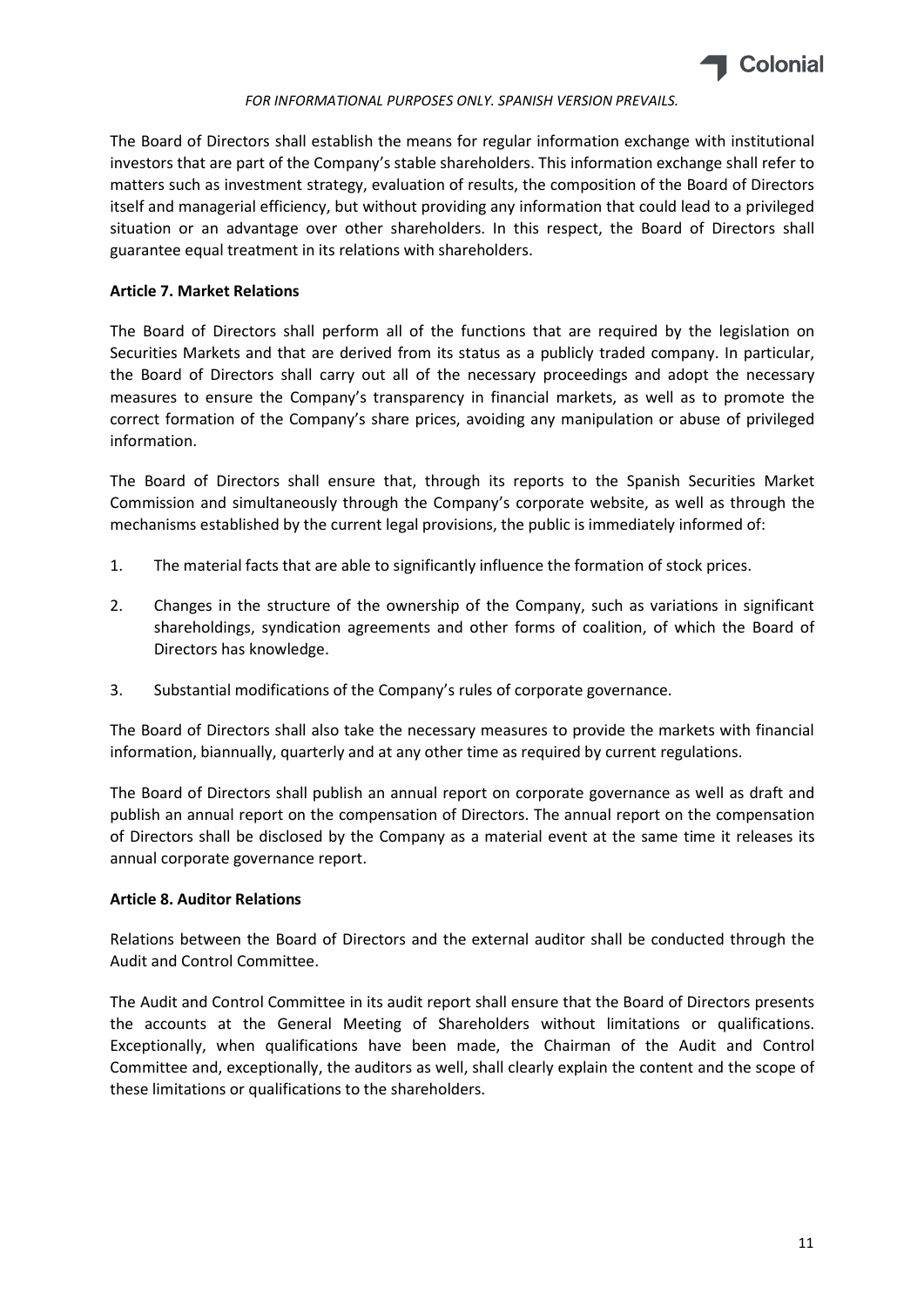The Board of Directors shall establish the means for regular information exchange with institutional investors that are part of the Company's stable shareholders. This information exchange shall refer to matters such as investment strategy, evaluation of results, the composition of the Board of Directors itself and managerial efficiency, but without providing any information that could lead to a privileged situation or an advantage over other shareholders. In this respect, the Board of Directors shall guarantee equal treatment in its relations with shareholders.

**Article 7. Market Relations**

The Board of Directors shall perform all of the functions that are required by the legislation on Securities Markets and that are derived from its status as a publicly traded company. In particular, the Board of Directors shall carry out all of the necessary proceedings and adopt the necessary measures to ensure the Company's transparency in financial markets, as well as to promote the correct formation of the Company's share prices, avoiding any manipulation or abuse of privileged information.

The Board of Directors shall ensure that, through its reports to the Spanish Securities Market Commission and simultaneously through the Company's corporate website, as well as through the mechanisms established by the current legal provisions, the public is immediately informed of:

1. The material facts that are able to significantly influence the formation of stock prices.
2. Changes in the structure of the ownership of the Company, such as variations in significant shareholdings, syndication agreements and other forms of coalition, of which the Board of Directors has knowledge.
3. Substantial modifications of the Company's rules of corporate governance.

The Board of Directors shall also take the necessary measures to provide the markets with financial information, biannually, quarterly and at any other time as required by current regulations.

The Board of Directors shall publish an annual report on corporate governance as well as draft and publish an annual report on the compensation of Directors. The annual report on the compensation of Directors shall be disclosed by the Company as a material event at the same time it releases its annual corporate governance report.

**Article 8. Auditor Relations**

Relations between the Board of Directors and the external auditor shall be conducted through the Audit and Control Committee.

The Audit and Control Committee in its audit report shall ensure that the Board of Directors presents the accounts at the General Meeting of Shareholders without limitations or qualifications. Exceptionally, when qualifications have been made, the Chairman of the Audit and Control Committee and, exceptionally, the auditors as well, shall clearly explain the content and the scope of these limitations or qualifications to the shareholders.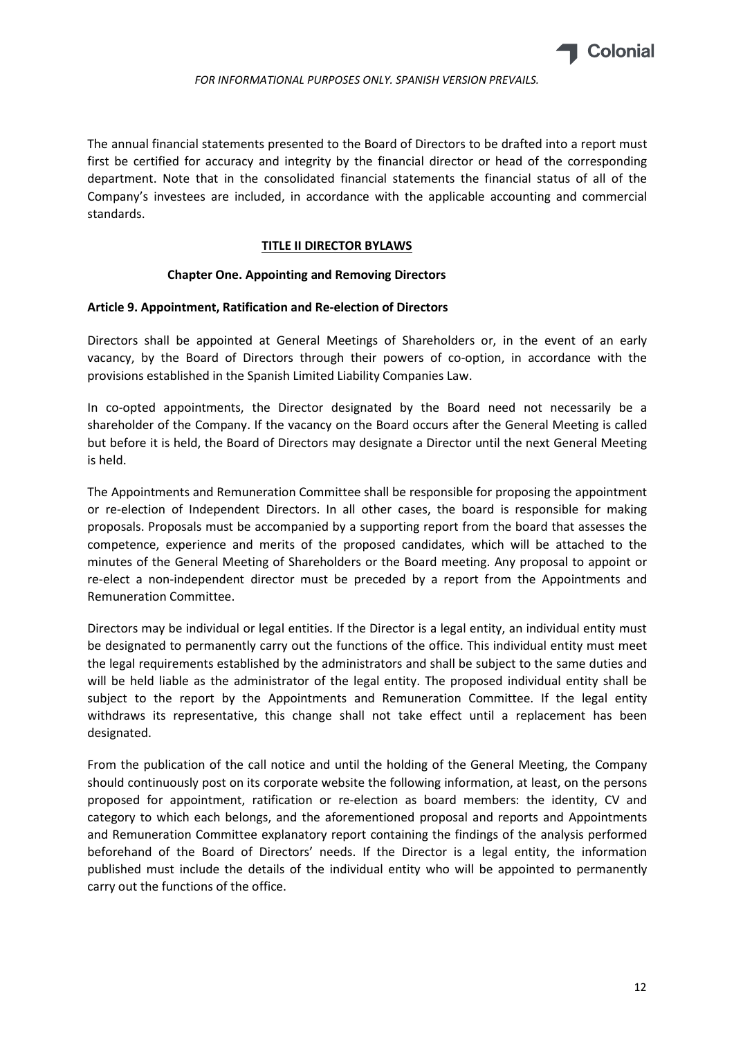The annual financial statements presented to the Board of Directors to be drafted into a report must first be certified for accuracy and integrity by the financial director or head of the corresponding department. Note that in the consolidated financial statements the financial status of all of the Company's investees are included, in accordance with the applicable accounting and commercial standards.

## TITLE II DIRECTOR BYLAWS

### Chapter One. Appointing and Removing Directors

#### Article 9. Appointment, Ratification and Re-election of Directors

Directors shall be appointed at General Meetings of Shareholders or, in the event of an early vacancy, by the Board of Directors through their powers of co-option, in accordance with the provisions established in the Spanish Limited Liability Companies Law.

In co-opted appointments, the Director designated by the Board need not necessarily be a shareholder of the Company. If the vacancy on the Board occurs after the General Meeting is called but before it is held, the Board of Directors may designate a Director until the next General Meeting is held.

The Appointments and Remuneration Committee shall be responsible for proposing the appointment or re-election of Independent Directors. In all other cases, the board is responsible for making proposals. Proposals must be accompanied by a supporting report from the board that assesses the competence, experience and merits of the proposed candidates, which will be attached to the minutes of the General Meeting of Shareholders or the Board meeting. Any proposal to appoint or re-elect a non-independent director must be preceded by a report from the Appointments and Remuneration Committee.

Directors may be individual or legal entities. If the Director is a legal entity, an individual entity must be designated to permanently carry out the functions of the office. This individual entity must meet the legal requirements established by the administrators and shall be subject to the same duties and will be held liable as the administrator of the legal entity. The proposed individual entity shall be subject to the report by the Appointments and Remuneration Committee. If the legal entity withdraws its representative, this change shall not take effect until a replacement has been designated.

From the publication of the call notice and until the holding of the General Meeting, the Company should continuously post on its corporate website the following information, at least, on the persons proposed for appointment, ratification or re-election as board members: the identity, CV and category to which each belongs, and the aforementioned proposal and reports and Appointments and Remuneration Committee explanatory report containing the findings of the analysis performed beforehand of the Board of Directors' needs. If the Director is a legal entity, the information published must include the details of the individual entity who will be appointed to permanently carry out the functions of the office.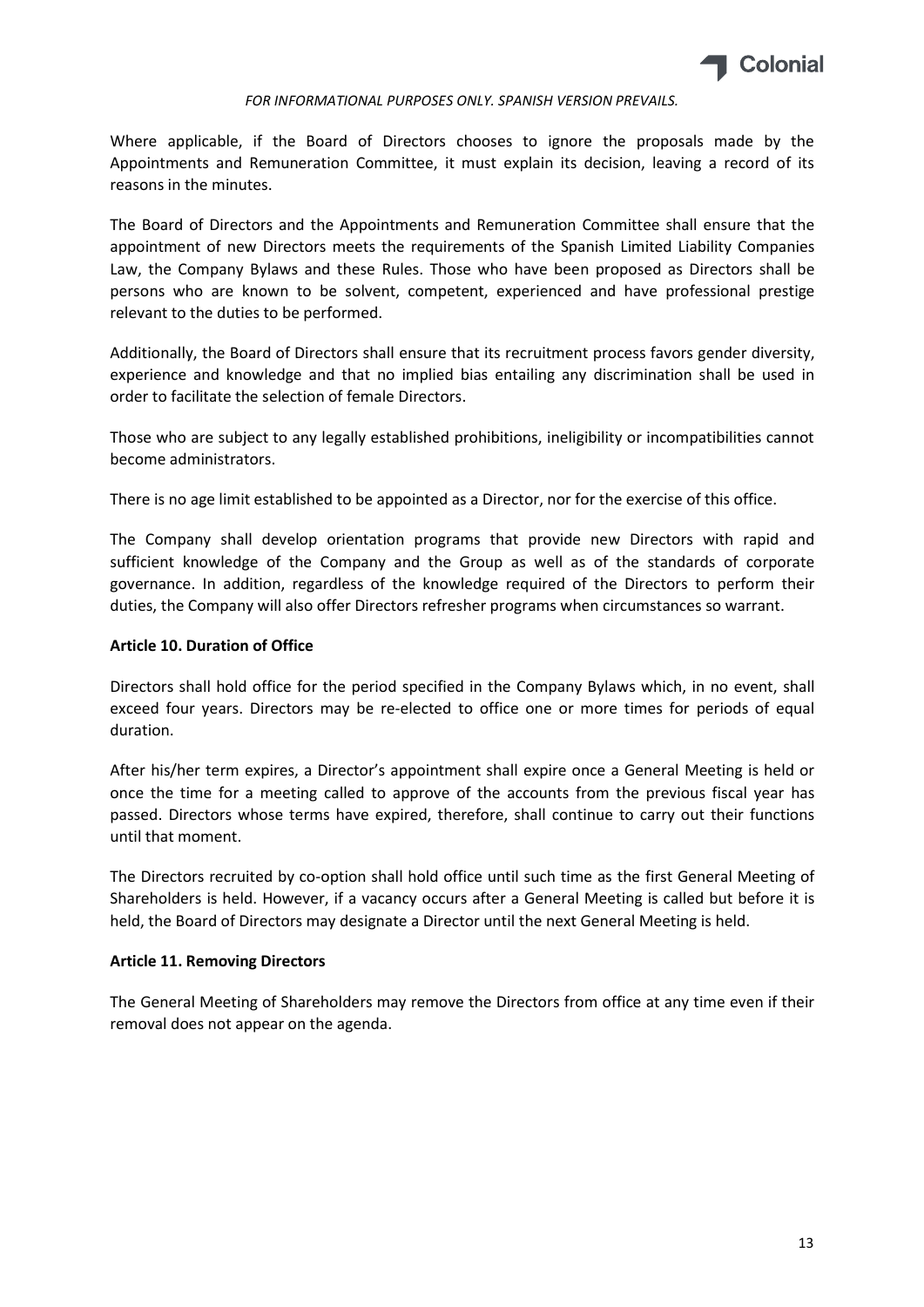Where applicable, if the Board of Directors chooses to ignore the proposals made by the Appointments and Remuneration Committee, it must explain its decision, leaving a record of its reasons in the minutes.

The Board of Directors and the Appointments and Remuneration Committee shall ensure that the appointment of new Directors meets the requirements of the Spanish Limited Liability Companies Law, the Company Bylaws and these Rules. Those who have been proposed as Directors shall be persons who are known to be solvent, competent, experienced and have professional prestige relevant to the duties to be performed.

Additionally, the Board of Directors shall ensure that its recruitment process favors gender diversity, experience and knowledge and that no implied bias entailing any discrimination shall be used in order to facilitate the selection of female Directors.

Those who are subject to any legally established prohibitions, ineligibility or incompatibilities cannot become administrators.

There is no age limit established to be appointed as a Director, nor for the exercise of this office.

The Company shall develop orientation programs that provide new Directors with rapid and sufficient knowledge of the Company and the Group as well as of the standards of corporate governance. In addition, regardless of the knowledge required of the Directors to perform their duties, the Company will also offer Directors refresher programs when circumstances so warrant.

**Article 10. Duration of Office**

Directors shall hold office for the period specified in the Company Bylaws which, in no event, shall exceed four years. Directors may be re-elected to office one or more times for periods of equal duration.

After his/her term expires, a Director's appointment shall expire once a General Meeting is held or once the time for a meeting called to approve of the accounts from the previous fiscal year has passed. Directors whose terms have expired, therefore, shall continue to carry out their functions until that moment.

The Directors recruited by co-option shall hold office until such time as the first General Meeting of Shareholders is held. However, if a vacancy occurs after a General Meeting is called but before it is held, the Board of Directors may designate a Director until the next General Meeting is held.

**Article 11. Removing Directors**

The General Meeting of Shareholders may remove the Directors from office at any time even if their removal does not appear on the agenda.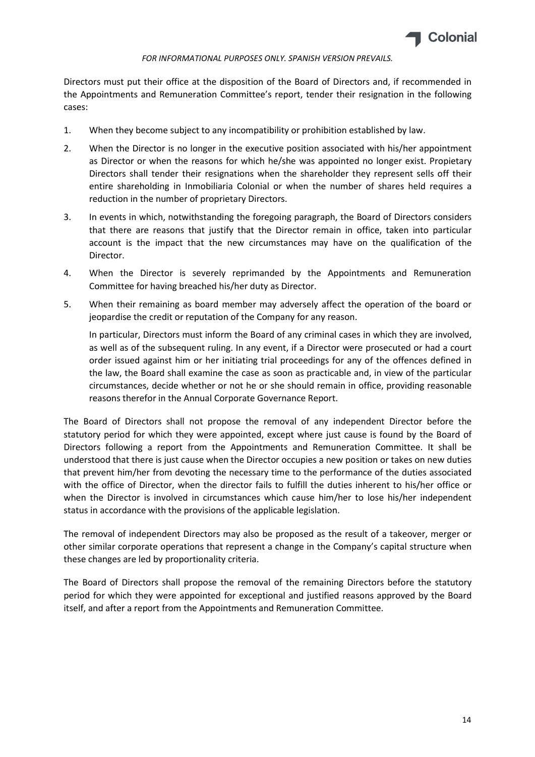Directors must put their office at the disposition of the Board of Directors and, if recommended in the Appointments and Remuneration Committee's report, tender their resignation in the following cases:

1. When they become subject to any incompatibility or prohibition established by law.
2. When the Director is no longer in the executive position associated with his/her appointment as Director or when the reasons for which he/she was appointed no longer exist. Propietary Directors shall tender their resignations when the shareholder they represent sells off their entire shareholding in Inmobiliaria Colonial or when the number of shares held requires a reduction in the number of proprietary Directors.
3. In events in which, notwithstanding the foregoing paragraph, the Board of Directors considers that there are reasons that justify that the Director remain in office, taken into particular account is the impact that the new circumstances may have on the qualification of the Director.
4. When the Director is severely reprimanded by the Appointments and Remuneration Committee for having breached his/her duty as Director.
5. When their remaining as board member may adversely affect the operation of the board or jeopardise the credit or reputation of the Company for any reason.

   In particular, Directors must inform the Board of any criminal cases in which they are involved, as well as of the subsequent ruling. In any event, if a Director were prosecuted or had a court order issued against him or her initiating trial proceedings for any of the offences defined in the law, the Board shall examine the case as soon as practicable and, in view of the particular circumstances, decide whether or not he or she should remain in office, providing reasonable reasons therefor in the Annual Corporate Governance Report.

The Board of Directors shall not propose the removal of any independent Director before the statutory period for which they were appointed, except where just cause is found by the Board of Directors following a report from the Appointments and Remuneration Committee. It shall be understood that there is just cause when the Director occupies a new position or takes on new duties that prevent him/her from devoting the necessary time to the performance of the duties associated with the office of Director, when the director fails to fulfill the duties inherent to his/her office or when the Director is involved in circumstances which cause him/her to lose his/her independent status in accordance with the provisions of the applicable legislation.

The removal of independent Directors may also be proposed as the result of a takeover, merger or other similar corporate operations that represent a change in the Company's capital structure when these changes are led by proportionality criteria.

The Board of Directors shall propose the removal of the remaining Directors before the statutory period for which they were appointed for exceptional and justified reasons approved by the Board itself, and after a report from the Appointments and Remuneration Committee.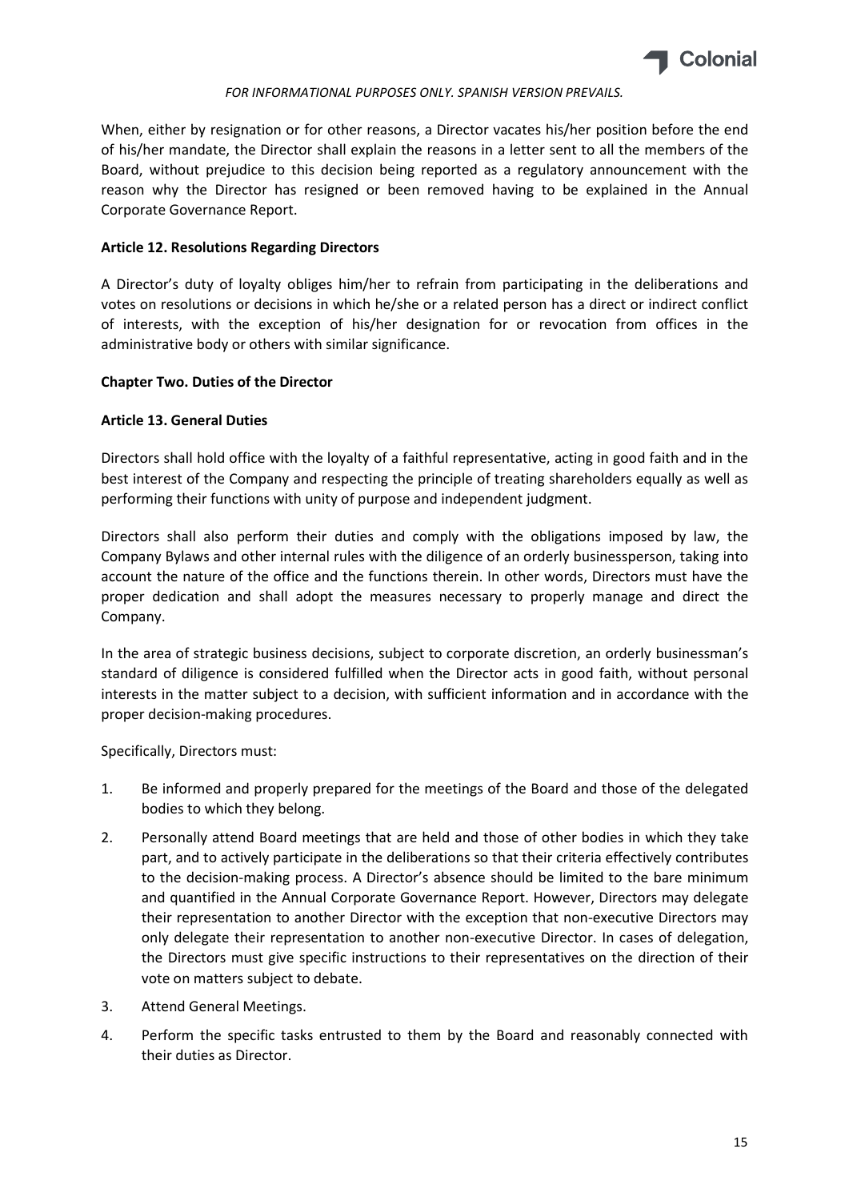*FOR INFORMATIONAL PURPOSES ONLY. SPANISH VERSION PREVAILS.*

When, either by resignation or for other reasons, a Director vacates his/her position before the end of his/her mandate, the Director shall explain the reasons in a letter sent to all the members of the Board, without prejudice to this decision being reported as a regulatory announcement with the reason why the Director has resigned or been removed having to be explained in the Annual Corporate Governance Report.

**Article 12. Resolutions Regarding Directors**

A Director's duty of loyalty obliges him/her to refrain from participating in the deliberations and votes on resolutions or decisions in which he/she or a related person has a direct or indirect conflict of interests, with the exception of his/her designation for or revocation from offices in the administrative body or others with similar significance.

**Chapter Two. Duties of the Director**

**Article 13. General Duties**

Directors shall hold office with the loyalty of a faithful representative, acting in good faith and in the best interest of the Company and respecting the principle of treating shareholders equally as well as performing their functions with unity of purpose and independent judgment.

Directors shall also perform their duties and comply with the obligations imposed by law, the Company Bylaws and other internal rules with the diligence of an orderly businessperson, taking into account the nature of the office and the functions therein. In other words, Directors must have the proper dedication and shall adopt the measures necessary to properly manage and direct the Company.

In the area of strategic business decisions, subject to corporate discretion, an orderly businessman's standard of diligence is considered fulfilled when the Director acts in good faith, without personal interests in the matter subject to a decision, with sufficient information and in accordance with the proper decision-making procedures.

Specifically, Directors must:

1. Be informed and properly prepared for the meetings of the Board and those of the delegated bodies to which they belong.
2. Personally attend Board meetings that are held and those of other bodies in which they take part, and to actively participate in the deliberations so that their criteria effectively contributes to the decision-making process. A Director's absence should be limited to the bare minimum and quantified in the Annual Corporate Governance Report. However, Directors may delegate their representation to another Director with the exception that non-executive Directors may only delegate their representation to another non-executive Director. In cases of delegation, the Directors must give specific instructions to their representatives on the direction of their vote on matters subject to debate.
3. Attend General Meetings.
4. Perform the specific tasks entrusted to them by the Board and reasonably connected with their duties as Director.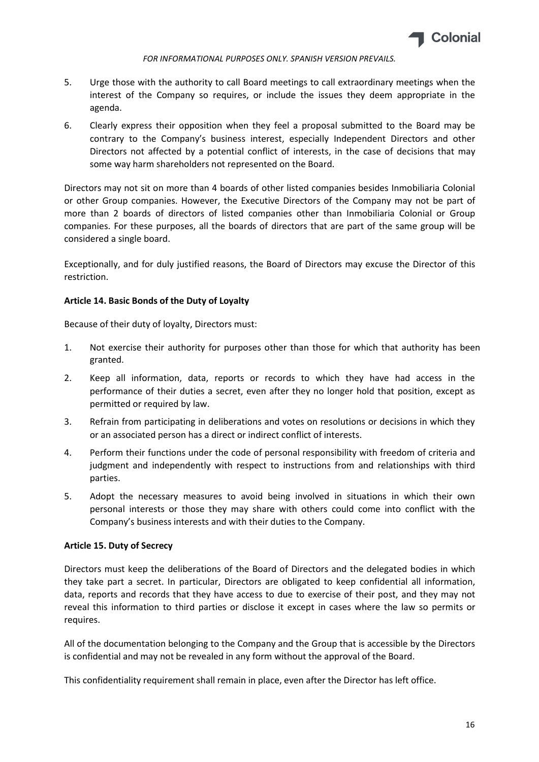5. Urge those with the authority to call Board meetings to call extraordinary meetings when the interest of the Company so requires, or include the issues they deem appropriate in the agenda.
6. Clearly express their opposition when they feel a proposal submitted to the Board may be contrary to the Company's business interest, especially Independent Directors and other Directors not affected by a potential conflict of interests, in the case of decisions that may some way harm shareholders not represented on the Board.

Directors may not sit on more than 4 boards of other listed companies besides Inmobiliaria Colonial or other Group companies. However, the Executive Directors of the Company may not be part of more than 2 boards of directors of listed companies other than Inmobiliaria Colonial or Group companies. For these purposes, all the boards of directors that are part of the same group will be considered a single board.

Exceptionally, and for duly justified reasons, the Board of Directors may excuse the Director of this restriction.

**Article 14. Basic Bonds of the Duty of Loyalty**

Because of their duty of loyalty, Directors must:

1. Not exercise their authority for purposes other than those for which that authority has been granted.
2. Keep all information, data, reports or records to which they have had access in the performance of their duties a secret, even after they no longer hold that position, except as permitted or required by law.
3. Refrain from participating in deliberations and votes on resolutions or decisions in which they or an associated person has a direct or indirect conflict of interests.
4. Perform their functions under the code of personal responsibility with freedom of criteria and judgment and independently with respect to instructions from and relationships with third parties.
5. Adopt the necessary measures to avoid being involved in situations in which their own personal interests or those they may share with others could come into conflict with the Company's business interests and with their duties to the Company.

**Article 15. Duty of Secrecy**

Directors must keep the deliberations of the Board of Directors and the delegated bodies in which they take part a secret. In particular, Directors are obligated to keep confidential all information, data, reports and records that they have access to due to exercise of their post, and they may not reveal this information to third parties or disclose it except in cases where the law so permits or requires.

All of the documentation belonging to the Company and the Group that is accessible by the Directors is confidential and may not be revealed in any form without the approval of the Board.

This confidentiality requirement shall remain in place, even after the Director has left office.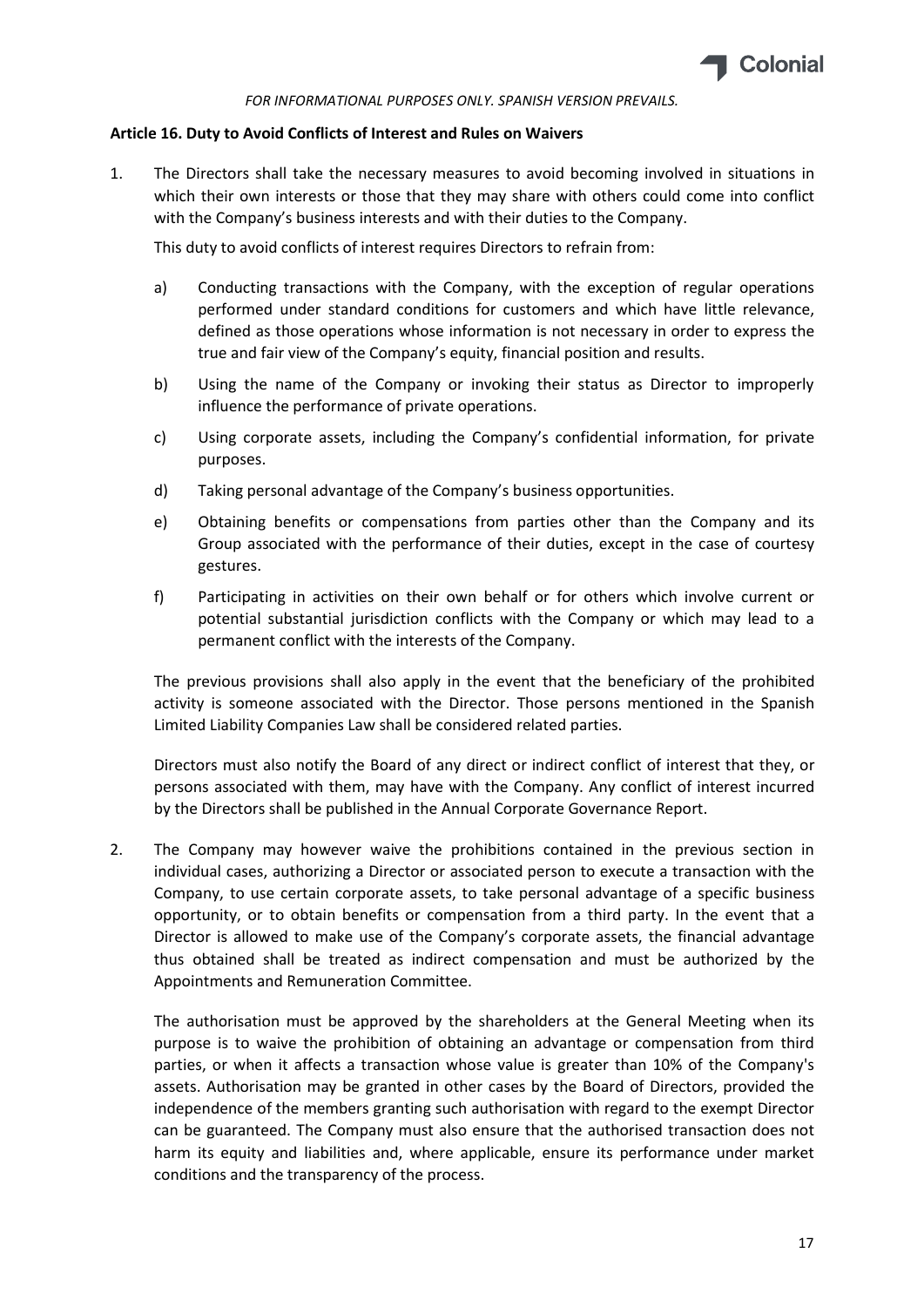*FOR INFORMATIONAL PURPOSES ONLY. SPANISH VERSION PREVAILS.*

**Article 16. Duty to Avoid Conflicts of Interest and Rules on Waivers**

1. The Directors shall take the necessary measures to avoid becoming involved in situations in which their own interests or those that they may share with others could come into conflict with the Company's business interests and with their duties to the Company.

   This duty to avoid conflicts of interest requires Directors to refrain from:

   a) Conducting transactions with the Company, with the exception of regular operations performed under standard conditions for customers and which have little relevance, defined as those operations whose information is not necessary in order to express the true and fair view of the Company's equity, financial position and results.

   b) Using the name of the Company or invoking their status as Director to improperly influence the performance of private operations.

   c) Using corporate assets, including the Company's confidential information, for private purposes.

   d) Taking personal advantage of the Company's business opportunities.

   e) Obtaining benefits or compensations from parties other than the Company and its Group associated with the performance of their duties, except in the case of courtesy gestures.

   f) Participating in activities on their own behalf or for others which involve current or potential substantial jurisdiction conflicts with the Company or which may lead to a permanent conflict with the interests of the Company.

   The previous provisions shall also apply in the event that the beneficiary of the prohibited activity is someone associated with the Director. Those persons mentioned in the Spanish Limited Liability Companies Law shall be considered related parties.

   Directors must also notify the Board of any direct or indirect conflict of interest that they, or persons associated with them, may have with the Company. Any conflict of interest incurred by the Directors shall be published in the Annual Corporate Governance Report.

2. The Company may however waive the prohibitions contained in the previous section in individual cases, authorizing a Director or associated person to execute a transaction with the Company, to use certain corporate assets, to take personal advantage of a specific business opportunity, or to obtain benefits or compensation from a third party. In the event that a Director is allowed to make use of the Company's corporate assets, the financial advantage thus obtained shall be treated as indirect compensation and must be authorized by the Appointments and Remuneration Committee.

   The authorisation must be approved by the shareholders at the General Meeting when its purpose is to waive the prohibition of obtaining an advantage or compensation from third parties, or when it affects a transaction whose value is greater than 10% of the Company's assets. Authorisation may be granted in other cases by the Board of Directors, provided the independence of the members granting such authorisation with regard to the exempt Director can be guaranteed. The Company must also ensure that the authorised transaction does not harm its equity and liabilities and, where applicable, ensure its performance under market conditions and the transparency of the process.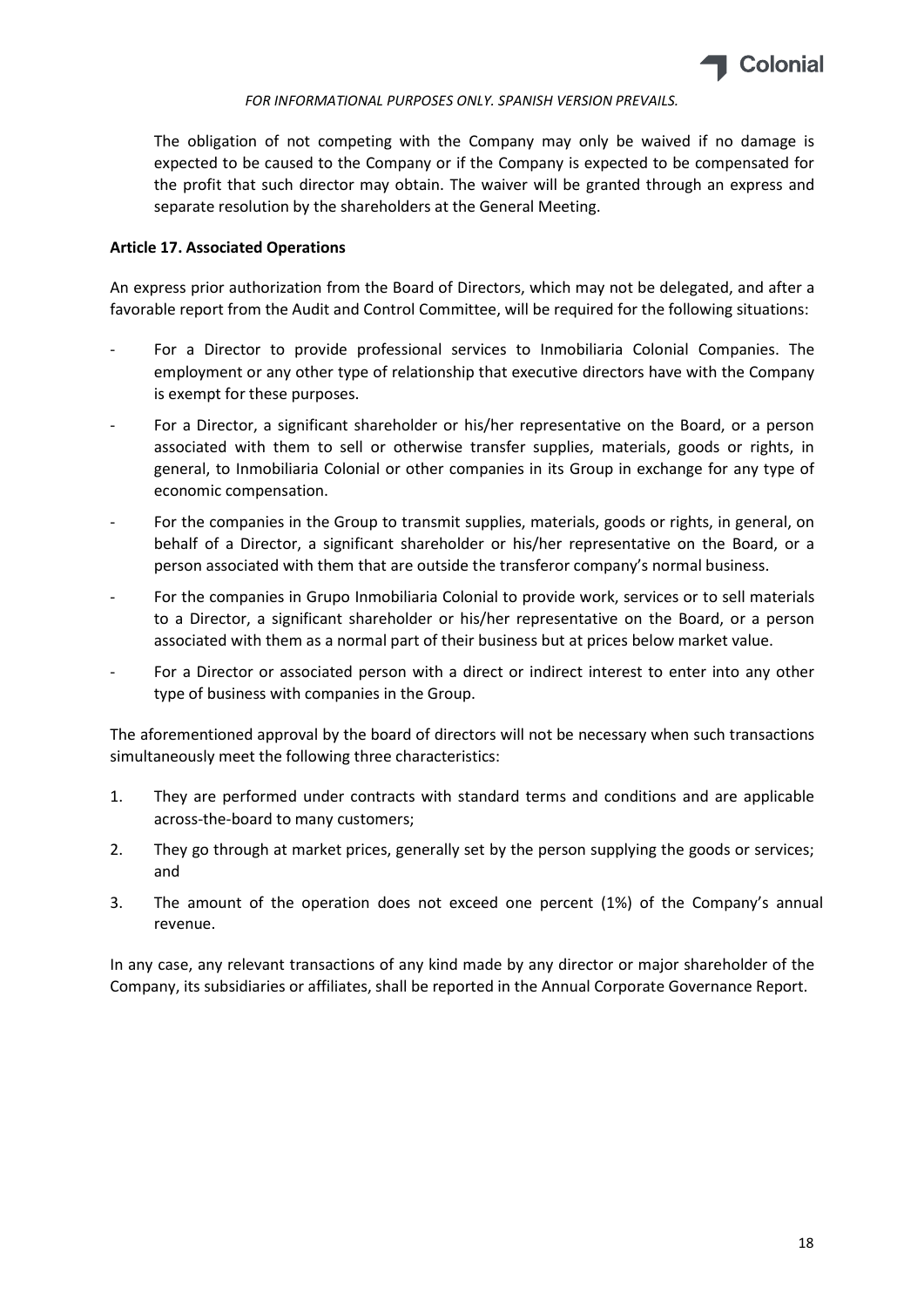The obligation of not competing with the Company may only be waived if no damage is expected to be caused to the Company or if the Company is expected to be compensated for the profit that such director may obtain. The waiver will be granted through an express and separate resolution by the shareholders at the General Meeting.

**Article 17. Associated Operations**

An express prior authorization from the Board of Directors, which may not be delegated, and after a favorable report from the Audit and Control Committee, will be required for the following situations:

- For a Director to provide professional services to Inmobiliaria Colonial Companies. The employment or any other type of relationship that executive directors have with the Company is exempt for these purposes.
- For a Director, a significant shareholder or his/her representative on the Board, or a person associated with them to sell or otherwise transfer supplies, materials, goods or rights, in general, to Inmobiliaria Colonial or other companies in its Group in exchange for any type of economic compensation.
- For the companies in the Group to transmit supplies, materials, goods or rights, in general, on behalf of a Director, a significant shareholder or his/her representative on the Board, or a person associated with them that are outside the transferor company's normal business.
- For the companies in Grupo Inmobiliaria Colonial to provide work, services or to sell materials to a Director, a significant shareholder or his/her representative on the Board, or a person associated with them as a normal part of their business but at prices below market value.
- For a Director or associated person with a direct or indirect interest to enter into any other type of business with companies in the Group.

The aforementioned approval by the board of directors will not be necessary when such transactions simultaneously meet the following three characteristics:

1. They are performed under contracts with standard terms and conditions and are applicable across-the-board to many customers;
2. They go through at market prices, generally set by the person supplying the goods or services; and
3. The amount of the operation does not exceed one percent (1%) of the Company's annual revenue.

In any case, any relevant transactions of any kind made by any director or major shareholder of the Company, its subsidiaries or affiliates, shall be reported in the Annual Corporate Governance Report.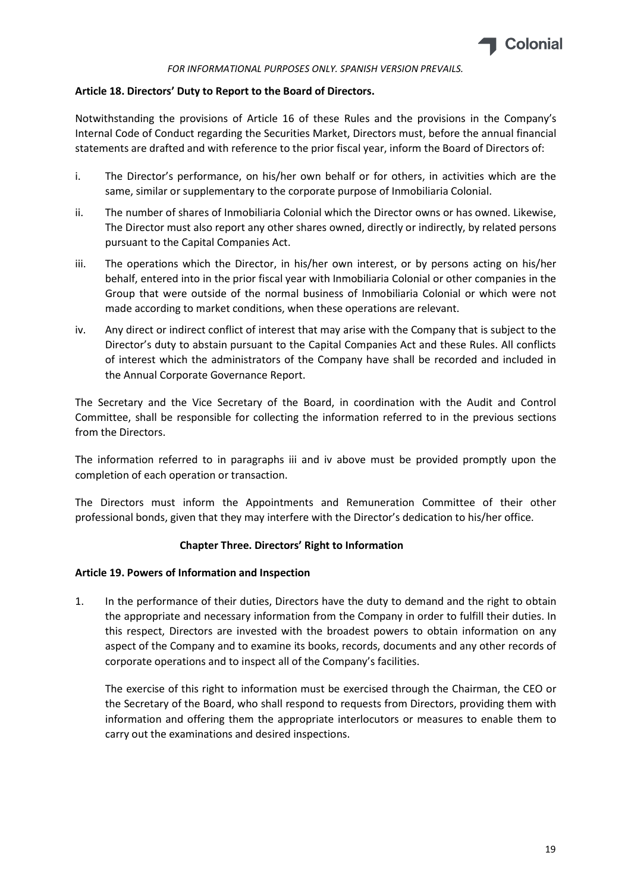*FOR INFORMATIONAL PURPOSES ONLY. SPANISH VERSION PREVAILS.*

**Article 18. Directors' Duty to Report to the Board of Directors.**

Notwithstanding the provisions of Article 16 of these Rules and the provisions in the Company's Internal Code of Conduct regarding the Securities Market, Directors must, before the annual financial statements are drafted and with reference to the prior fiscal year, inform the Board of Directors of:

i. The Director's performance, on his/her own behalf or for others, in activities which are the same, similar or supplementary to the corporate purpose of Inmobiliaria Colonial.

ii. The number of shares of Inmobiliaria Colonial which the Director owns or has owned. Likewise, The Director must also report any other shares owned, directly or indirectly, by related persons pursuant to the Capital Companies Act.

iii. The operations which the Director, in his/her own interest, or by persons acting on his/her behalf, entered into in the prior fiscal year with Inmobiliaria Colonial or other companies in the Group that were outside of the normal business of Inmobiliaria Colonial or which were not made according to market conditions, when these operations are relevant.

iv. Any direct or indirect conflict of interest that may arise with the Company that is subject to the Director's duty to abstain pursuant to the Capital Companies Act and these Rules. All conflicts of interest which the administrators of the Company have shall be recorded and included in the Annual Corporate Governance Report.

The Secretary and the Vice Secretary of the Board, in coordination with the Audit and Control Committee, shall be responsible for collecting the information referred to in the previous sections from the Directors.

The information referred to in paragraphs iii and iv above must be provided promptly upon the completion of each operation or transaction.

The Directors must inform the Appointments and Remuneration Committee of their other professional bonds, given that they may interfere with the Director's dedication to his/her office.

## Chapter Three. Directors' Right to Information

**Article 19. Powers of Information and Inspection**

1. In the performance of their duties, Directors have the duty to demand and the right to obtain the appropriate and necessary information from the Company in order to fulfill their duties. In this respect, Directors are invested with the broadest powers to obtain information on any aspect of the Company and to examine its books, records, documents and any other records of corporate operations and to inspect all of the Company's facilities.

   The exercise of this right to information must be exercised through the Chairman, the CEO or the Secretary of the Board, who shall respond to requests from Directors, providing them with information and offering them the appropriate interlocutors or measures to enable them to carry out the examinations and desired inspections.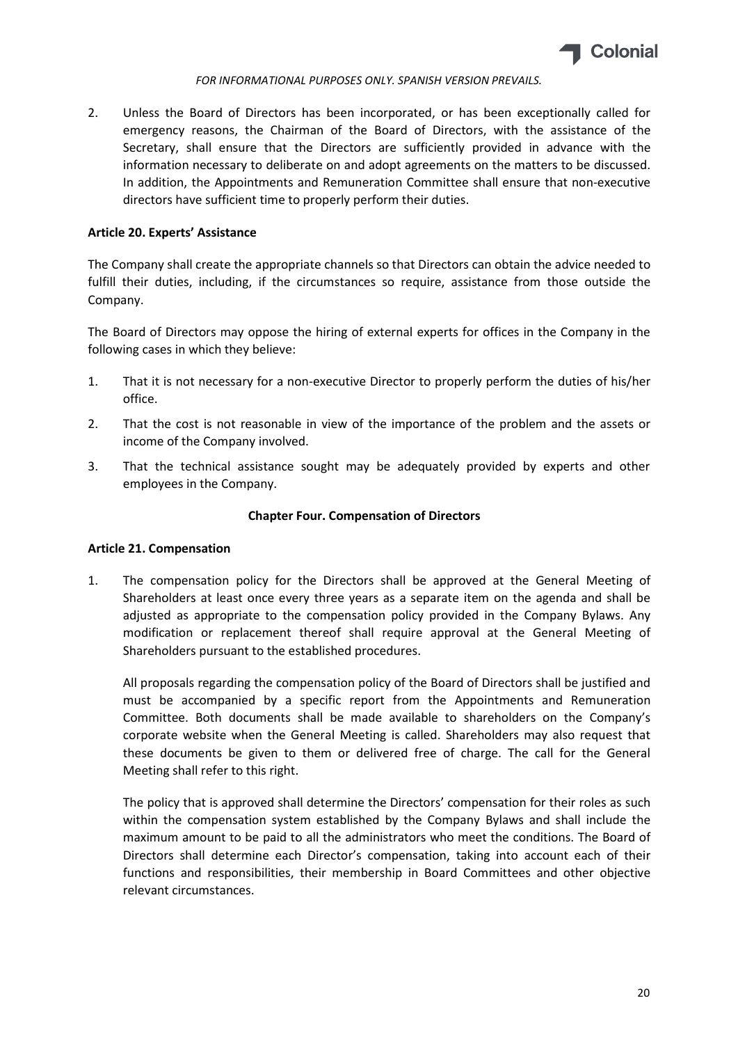2. Unless the Board of Directors has been incorporated, or has been exceptionally called for emergency reasons, the Chairman of the Board of Directors, with the assistance of the Secretary, shall ensure that the Directors are sufficiently provided in advance with the information necessary to deliberate on and adopt agreements on the matters to be discussed. In addition, the Appointments and Remuneration Committee shall ensure that non-executive directors have sufficient time to properly perform their duties.

**Article 20. Experts' Assistance**

The Company shall create the appropriate channels so that Directors can obtain the advice needed to fulfill their duties, including, if the circumstances so require, assistance from those outside the Company.

The Board of Directors may oppose the hiring of external experts for offices in the Company in the following cases in which they believe:

1. That it is not necessary for a non-executive Director to properly perform the duties of his/her office.
2. That the cost is not reasonable in view of the importance of the problem and the assets or income of the Company involved.
3. That the technical assistance sought may be adequately provided by experts and other employees in the Company.

## Chapter Four. Compensation of Directors

**Article 21. Compensation**

1. The compensation policy for the Directors shall be approved at the General Meeting of Shareholders at least once every three years as a separate item on the agenda and shall be adjusted as appropriate to the compensation policy provided in the Company Bylaws. Any modification or replacement thereof shall require approval at the General Meeting of Shareholders pursuant to the established procedures.

   All proposals regarding the compensation policy of the Board of Directors shall be justified and must be accompanied by a specific report from the Appointments and Remuneration Committee. Both documents shall be made available to shareholders on the Company's corporate website when the General Meeting is called. Shareholders may also request that these documents be given to them or delivered free of charge. The call for the General Meeting shall refer to this right.

   The policy that is approved shall determine the Directors' compensation for their roles as such within the compensation system established by the Company Bylaws and shall include the maximum amount to be paid to all the administrators who meet the conditions. The Board of Directors shall determine each Director's compensation, taking into account each of their functions and responsibilities, their membership in Board Committees and other objective relevant circumstances.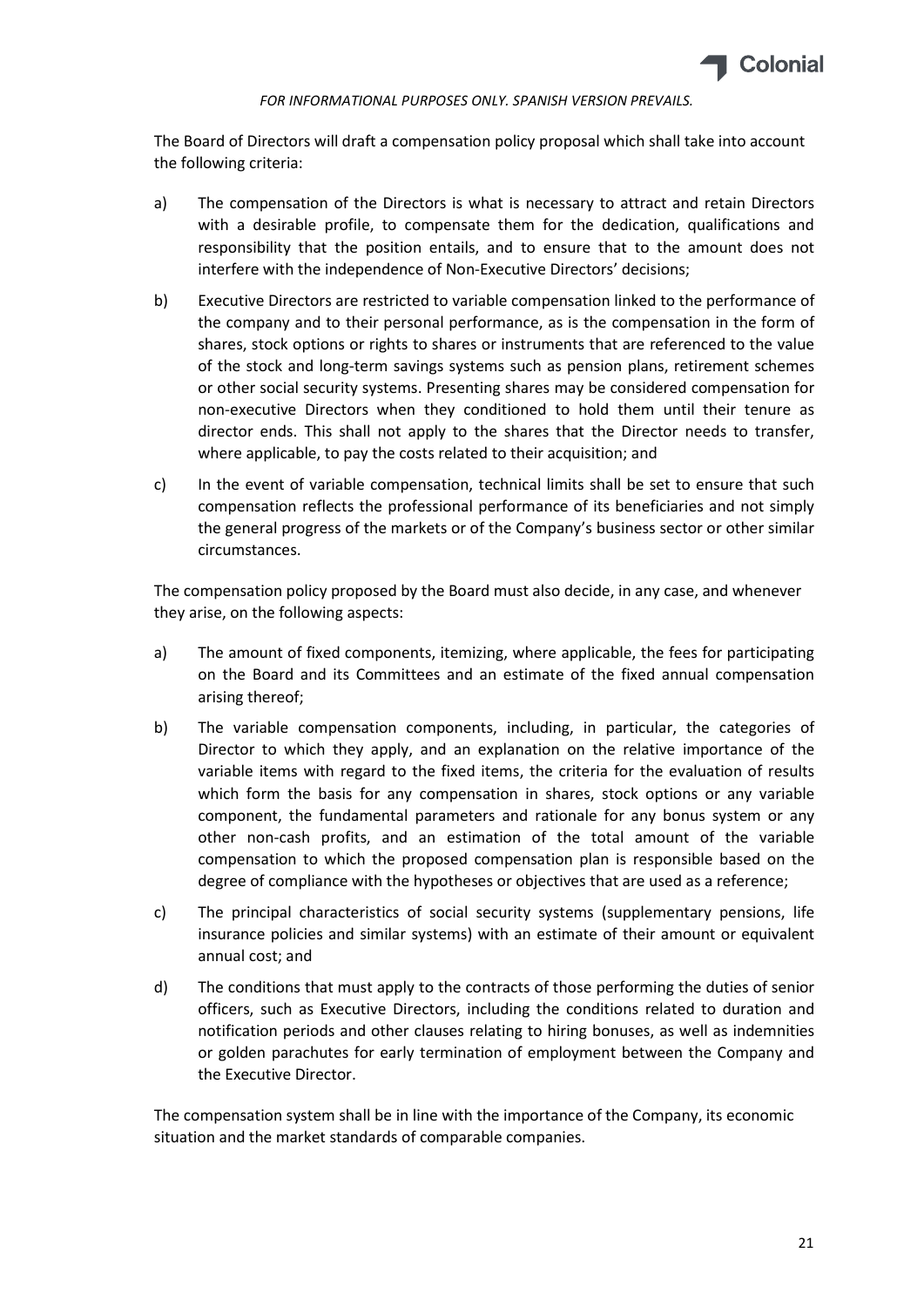The Board of Directors will draft a compensation policy proposal which shall take into account the following criteria:

a) The compensation of the Directors is what is necessary to attract and retain Directors with a desirable profile, to compensate them for the dedication, qualifications and responsibility that the position entails, and to ensure that to the amount does not interfere with the independence of Non-Executive Directors' decisions;

b) Executive Directors are restricted to variable compensation linked to the performance of the company and to their personal performance, as is the compensation in the form of shares, stock options or rights to shares or instruments that are referenced to the value of the stock and long-term savings systems such as pension plans, retirement schemes or other social security systems. Presenting shares may be considered compensation for non-executive Directors when they conditioned to hold them until their tenure as director ends. This shall not apply to the shares that the Director needs to transfer, where applicable, to pay the costs related to their acquisition; and

c) In the event of variable compensation, technical limits shall be set to ensure that such compensation reflects the professional performance of its beneficiaries and not simply the general progress of the markets or of the Company's business sector or other similar circumstances.

The compensation policy proposed by the Board must also decide, in any case, and whenever they arise, on the following aspects:

a) The amount of fixed components, itemizing, where applicable, the fees for participating on the Board and its Committees and an estimate of the fixed annual compensation arising thereof;

b) The variable compensation components, including, in particular, the categories of Director to which they apply, and an explanation on the relative importance of the variable items with regard to the fixed items, the criteria for the evaluation of results which form the basis for any compensation in shares, stock options or any variable component, the fundamental parameters and rationale for any bonus system or any other non-cash profits, and an estimation of the total amount of the variable compensation to which the proposed compensation plan is responsible based on the degree of compliance with the hypotheses or objectives that are used as a reference;

c) The principal characteristics of social security systems (supplementary pensions, life insurance policies and similar systems) with an estimate of their amount or equivalent annual cost; and

d) The conditions that must apply to the contracts of those performing the duties of senior officers, such as Executive Directors, including the conditions related to duration and notification periods and other clauses relating to hiring bonuses, as well as indemnities or golden parachutes for early termination of employment between the Company and the Executive Director.

The compensation system shall be in line with the importance of the Company, its economic situation and the market standards of comparable companies.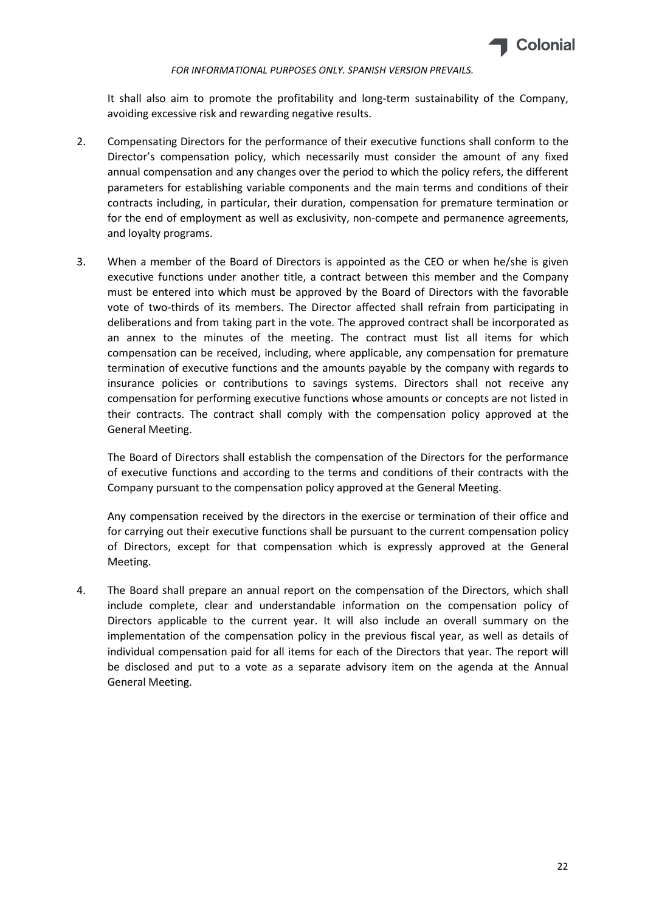It shall also aim to promote the profitability and long-term sustainability of the Company, avoiding excessive risk and rewarding negative results.

2. Compensating Directors for the performance of their executive functions shall conform to the Director's compensation policy, which necessarily must consider the amount of any fixed annual compensation and any changes over the period to which the policy refers, the different parameters for establishing variable components and the main terms and conditions of their contracts including, in particular, their duration, compensation for premature termination or for the end of employment as well as exclusivity, non-compete and permanence agreements, and loyalty programs.

3. When a member of the Board of Directors is appointed as the CEO or when he/she is given executive functions under another title, a contract between this member and the Company must be entered into which must be approved by the Board of Directors with the favorable vote of two-thirds of its members. The Director affected shall refrain from participating in deliberations and from taking part in the vote. The approved contract shall be incorporated as an annex to the minutes of the meeting. The contract must list all items for which compensation can be received, including, where applicable, any compensation for premature termination of executive functions and the amounts payable by the company with regards to insurance policies or contributions to savings systems. Directors shall not receive any compensation for performing executive functions whose amounts or concepts are not listed in their contracts. The contract shall comply with the compensation policy approved at the General Meeting.

   The Board of Directors shall establish the compensation of the Directors for the performance of executive functions and according to the terms and conditions of their contracts with the Company pursuant to the compensation policy approved at the General Meeting.

   Any compensation received by the directors in the exercise or termination of their office and for carrying out their executive functions shall be pursuant to the current compensation policy of Directors, except for that compensation which is expressly approved at the General Meeting.

4. The Board shall prepare an annual report on the compensation of the Directors, which shall include complete, clear and understandable information on the compensation policy of Directors applicable to the current year. It will also include an overall summary on the implementation of the compensation policy in the previous fiscal year, as well as details of individual compensation paid for all items for each of the Directors that year. The report will be disclosed and put to a vote as a separate advisory item on the agenda at the Annual General Meeting.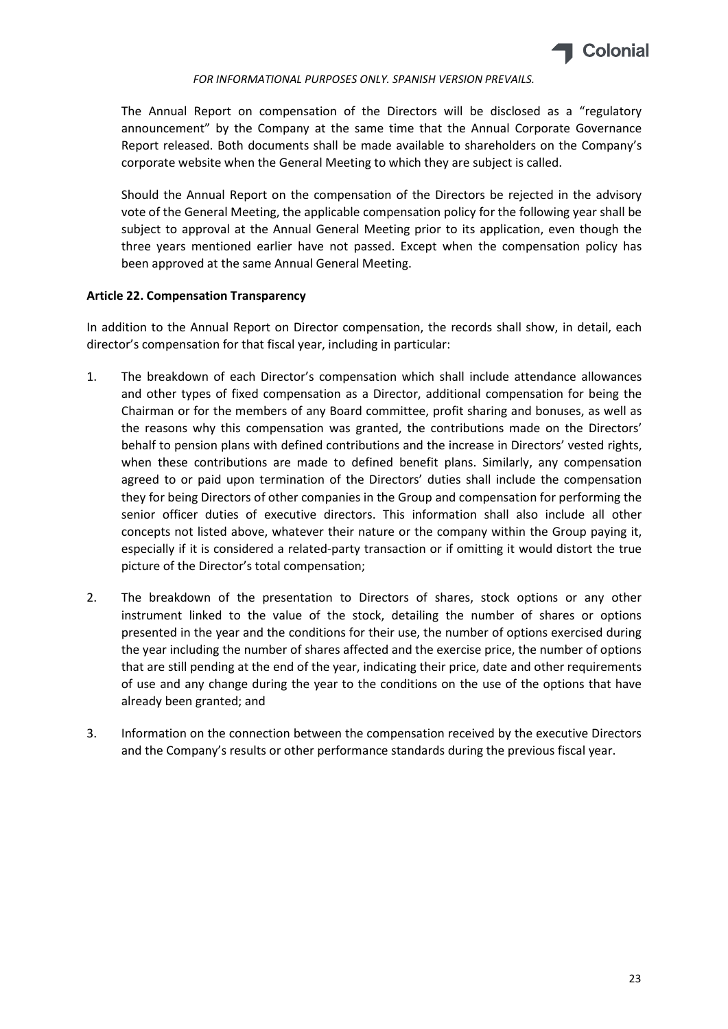The Annual Report on compensation of the Directors will be disclosed as a "regulatory announcement" by the Company at the same time that the Annual Corporate Governance Report released. Both documents shall be made available to shareholders on the Company's corporate website when the General Meeting to which they are subject is called.

Should the Annual Report on the compensation of the Directors be rejected in the advisory vote of the General Meeting, the applicable compensation policy for the following year shall be subject to approval at the Annual General Meeting prior to its application, even though the three years mentioned earlier have not passed. Except when the compensation policy has been approved at the same Annual General Meeting.

**Article 22. Compensation Transparency**

In addition to the Annual Report on Director compensation, the records shall show, in detail, each director's compensation for that fiscal year, including in particular:

1. The breakdown of each Director's compensation which shall include attendance allowances and other types of fixed compensation as a Director, additional compensation for being the Chairman or for the members of any Board committee, profit sharing and bonuses, as well as the reasons why this compensation was granted, the contributions made on the Directors' behalf to pension plans with defined contributions and the increase in Directors' vested rights, when these contributions are made to defined benefit plans. Similarly, any compensation agreed to or paid upon termination of the Directors' duties shall include the compensation they for being Directors of other companies in the Group and compensation for performing the senior officer duties of executive directors. This information shall also include all other concepts not listed above, whatever their nature or the company within the Group paying it, especially if it is considered a related-party transaction or if omitting it would distort the true picture of the Director's total compensation;

2. The breakdown of the presentation to Directors of shares, stock options or any other instrument linked to the value of the stock, detailing the number of shares or options presented in the year and the conditions for their use, the number of options exercised during the year including the number of shares affected and the exercise price, the number of options that are still pending at the end of the year, indicating their price, date and other requirements of use and any change during the year to the conditions on the use of the options that have already been granted; and

3. Information on the connection between the compensation received by the executive Directors and the Company's results or other performance standards during the previous fiscal year.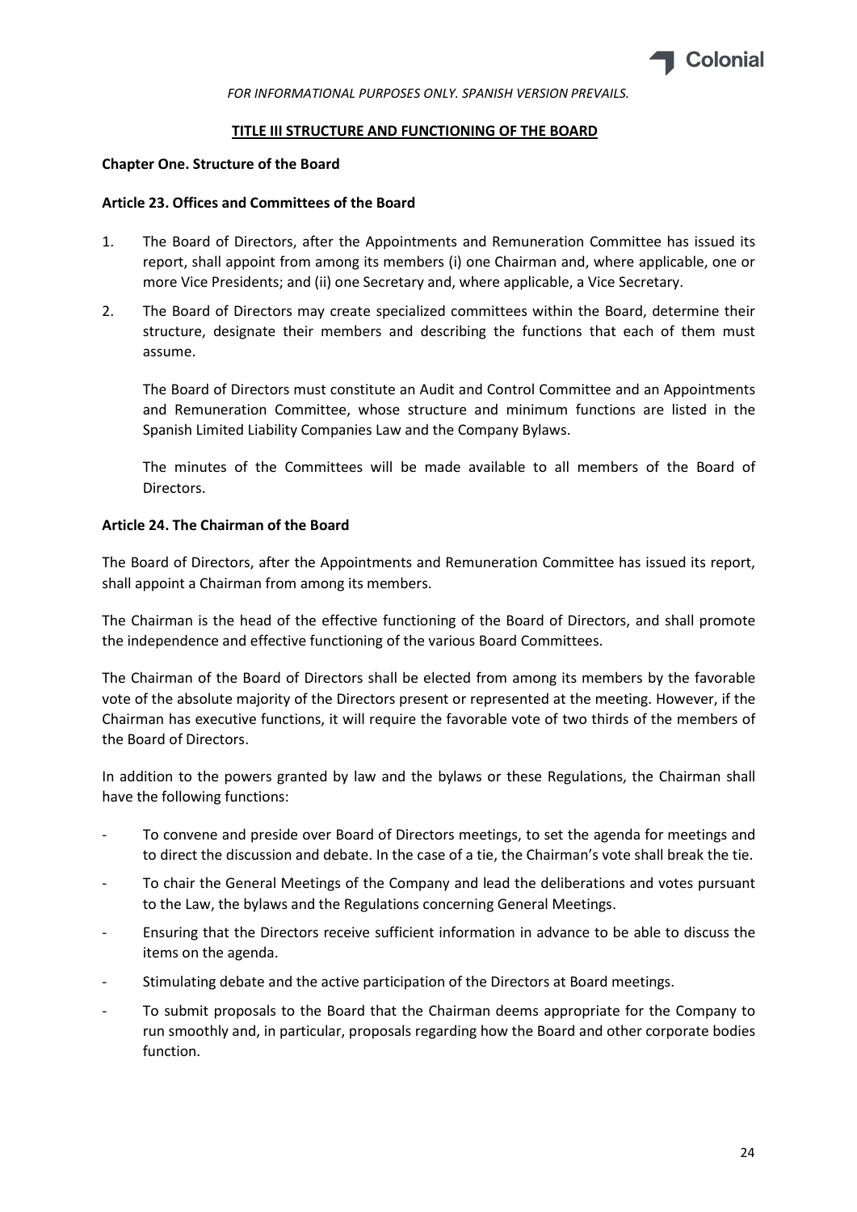*FOR INFORMATIONAL PURPOSES ONLY. SPANISH VERSION PREVAILS.*

# TITLE III STRUCTURE AND FUNCTIONING OF THE BOARD

## Chapter One. Structure of the Board

### Article 23. Offices and Committees of the Board

1. The Board of Directors, after the Appointments and Remuneration Committee has issued its report, shall appoint from among its members (i) one Chairman and, where applicable, one or more Vice Presidents; and (ii) one Secretary and, where applicable, a Vice Secretary.
2. The Board of Directors may create specialized committees within the Board, determine their structure, designate their members and describing the functions that each of them must assume.

   The Board of Directors must constitute an Audit and Control Committee and an Appointments and Remuneration Committee, whose structure and minimum functions are listed in the Spanish Limited Liability Companies Law and the Company Bylaws.

   The minutes of the Committees will be made available to all members of the Board of Directors.

### Article 24. The Chairman of the Board

The Board of Directors, after the Appointments and Remuneration Committee has issued its report, shall appoint a Chairman from among its members.

The Chairman is the head of the effective functioning of the Board of Directors, and shall promote the independence and effective functioning of the various Board Committees.

The Chairman of the Board of Directors shall be elected from among its members by the favorable vote of the absolute majority of the Directors present or represented at the meeting. However, if the Chairman has executive functions, it will require the favorable vote of two thirds of the members of the Board of Directors.

In addition to the powers granted by law and the bylaws or these Regulations, the Chairman shall have the following functions:

- To convene and preside over Board of Directors meetings, to set the agenda for meetings and to direct the discussion and debate. In the case of a tie, the Chairman's vote shall break the tie.
- To chair the General Meetings of the Company and lead the deliberations and votes pursuant to the Law, the bylaws and the Regulations concerning General Meetings.
- Ensuring that the Directors receive sufficient information in advance to be able to discuss the items on the agenda.
- Stimulating debate and the active participation of the Directors at Board meetings.
- To submit proposals to the Board that the Chairman deems appropriate for the Company to run smoothly and, in particular, proposals regarding how the Board and other corporate bodies function.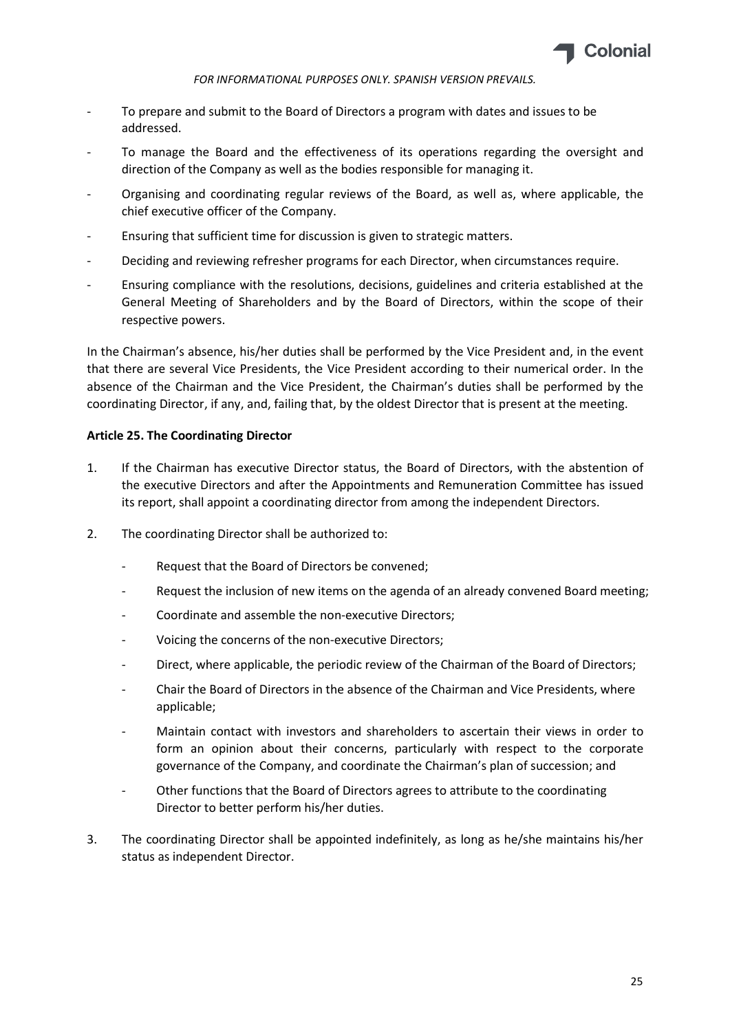- To prepare and submit to the Board of Directors a program with dates and issues to be addressed.
- To manage the Board and the effectiveness of its operations regarding the oversight and direction of the Company as well as the bodies responsible for managing it.
- Organising and coordinating regular reviews of the Board, as well as, where applicable, the chief executive officer of the Company.
- Ensuring that sufficient time for discussion is given to strategic matters.
- Deciding and reviewing refresher programs for each Director, when circumstances require.
- Ensuring compliance with the resolutions, decisions, guidelines and criteria established at the General Meeting of Shareholders and by the Board of Directors, within the scope of their respective powers.

In the Chairman's absence, his/her duties shall be performed by the Vice President and, in the event that there are several Vice Presidents, the Vice President according to their numerical order. In the absence of the Chairman and the Vice President, the Chairman's duties shall be performed by the coordinating Director, if any, and, failing that, by the oldest Director that is present at the meeting.

**Article 25. The Coordinating Director**

1. If the Chairman has executive Director status, the Board of Directors, with the abstention of the executive Directors and after the Appointments and Remuneration Committee has issued its report, shall appoint a coordinating director from among the independent Directors.

2. The coordinating Director shall be authorized to:

   - Request that the Board of Directors be convened;
   - Request the inclusion of new items on the agenda of an already convened Board meeting;
   - Coordinate and assemble the non-executive Directors;
   - Voicing the concerns of the non-executive Directors;
   - Direct, where applicable, the periodic review of the Chairman of the Board of Directors;
   - Chair the Board of Directors in the absence of the Chairman and Vice Presidents, where applicable;
   - Maintain contact with investors and shareholders to ascertain their views in order to form an opinion about their concerns, particularly with respect to the corporate governance of the Company, and coordinate the Chairman's plan of succession; and
   - Other functions that the Board of Directors agrees to attribute to the coordinating Director to better perform his/her duties.

3. The coordinating Director shall be appointed indefinitely, as long as he/she maintains his/her status as independent Director.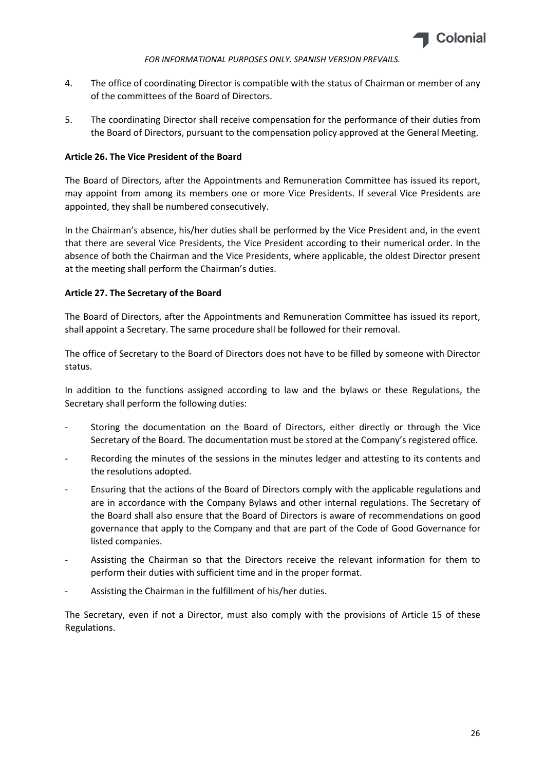4. The office of coordinating Director is compatible with the status of Chairman or member of any of the committees of the Board of Directors.

5. The coordinating Director shall receive compensation for the performance of their duties from the Board of Directors, pursuant to the compensation policy approved at the General Meeting.

**Article 26. The Vice President of the Board**

The Board of Directors, after the Appointments and Remuneration Committee has issued its report, may appoint from among its members one or more Vice Presidents. If several Vice Presidents are appointed, they shall be numbered consecutively.

In the Chairman's absence, his/her duties shall be performed by the Vice President and, in the event that there are several Vice Presidents, the Vice President according to their numerical order. In the absence of both the Chairman and the Vice Presidents, where applicable, the oldest Director present at the meeting shall perform the Chairman's duties.

**Article 27. The Secretary of the Board**

The Board of Directors, after the Appointments and Remuneration Committee has issued its report, shall appoint a Secretary. The same procedure shall be followed for their removal.

The office of Secretary to the Board of Directors does not have to be filled by someone with Director status.

In addition to the functions assigned according to law and the bylaws or these Regulations, the Secretary shall perform the following duties:

- Storing the documentation on the Board of Directors, either directly or through the Vice Secretary of the Board. The documentation must be stored at the Company's registered office.
- Recording the minutes of the sessions in the minutes ledger and attesting to its contents and the resolutions adopted.
- Ensuring that the actions of the Board of Directors comply with the applicable regulations and are in accordance with the Company Bylaws and other internal regulations. The Secretary of the Board shall also ensure that the Board of Directors is aware of recommendations on good governance that apply to the Company and that are part of the Code of Good Governance for listed companies.
- Assisting the Chairman so that the Directors receive the relevant information for them to perform their duties with sufficient time and in the proper format.
- Assisting the Chairman in the fulfillment of his/her duties.

The Secretary, even if not a Director, must also comply with the provisions of Article 15 of these Regulations.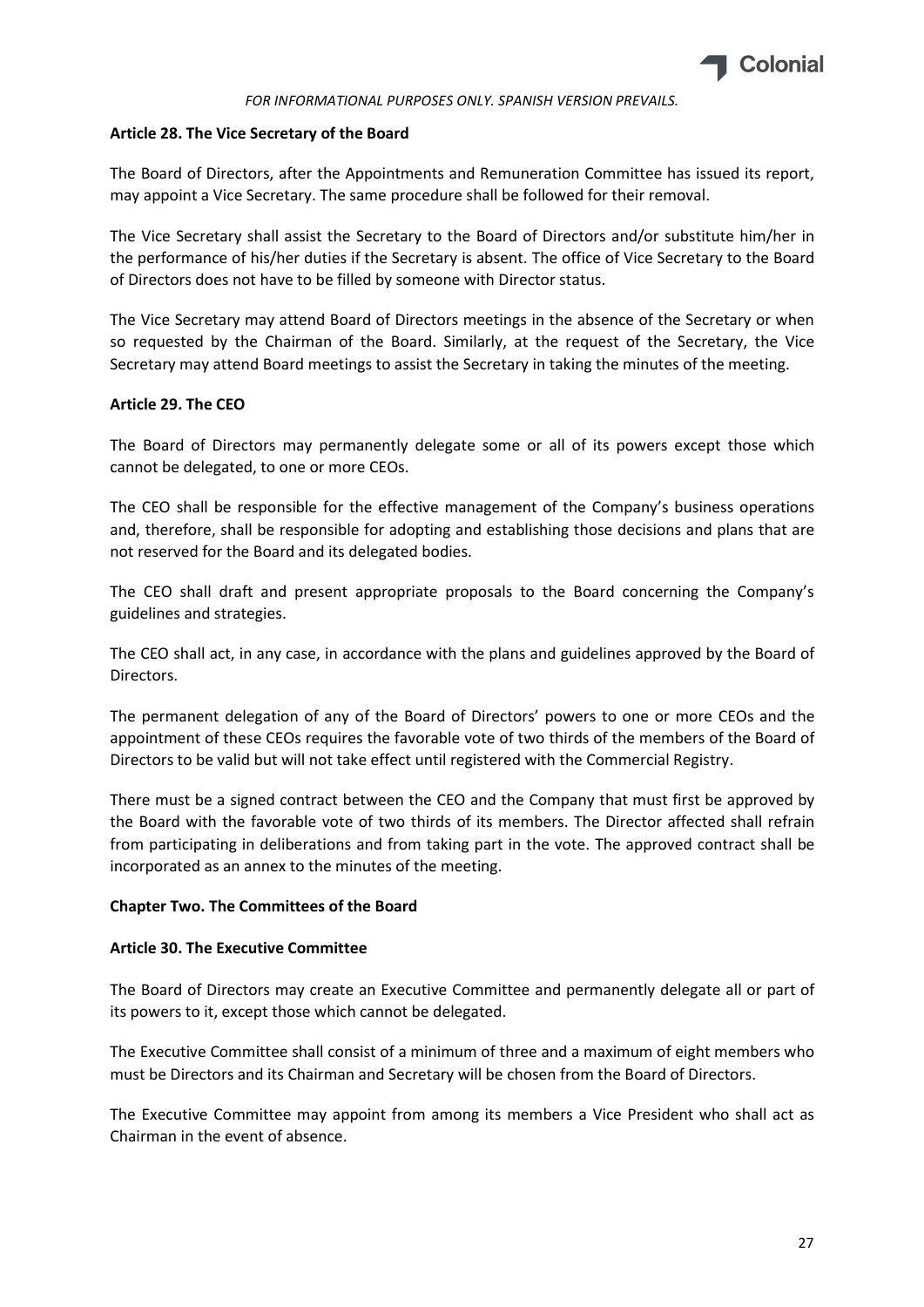*FOR INFORMATIONAL PURPOSES ONLY. SPANISH VERSION PREVAILS.*

**Article 28. The Vice Secretary of the Board**

The Board of Directors, after the Appointments and Remuneration Committee has issued its report, may appoint a Vice Secretary. The same procedure shall be followed for their removal.

The Vice Secretary shall assist the Secretary to the Board of Directors and/or substitute him/her in the performance of his/her duties if the Secretary is absent. The office of Vice Secretary to the Board of Directors does not have to be filled by someone with Director status.

The Vice Secretary may attend Board of Directors meetings in the absence of the Secretary or when so requested by the Chairman of the Board. Similarly, at the request of the Secretary, the Vice Secretary may attend Board meetings to assist the Secretary in taking the minutes of the meeting.

**Article 29. The CEO**

The Board of Directors may permanently delegate some or all of its powers except those which cannot be delegated, to one or more CEOs.

The CEO shall be responsible for the effective management of the Company's business operations and, therefore, shall be responsible for adopting and establishing those decisions and plans that are not reserved for the Board and its delegated bodies.

The CEO shall draft and present appropriate proposals to the Board concerning the Company's guidelines and strategies.

The CEO shall act, in any case, in accordance with the plans and guidelines approved by the Board of Directors.

The permanent delegation of any of the Board of Directors' powers to one or more CEOs and the appointment of these CEOs requires the favorable vote of two thirds of the members of the Board of Directors to be valid but will not take effect until registered with the Commercial Registry.

There must be a signed contract between the CEO and the Company that must first be approved by the Board with the favorable vote of two thirds of its members. The Director affected shall refrain from participating in deliberations and from taking part in the vote. The approved contract shall be incorporated as an annex to the minutes of the meeting.

**Chapter Two. The Committees of the Board**

**Article 30. The Executive Committee**

The Board of Directors may create an Executive Committee and permanently delegate all or part of its powers to it, except those which cannot be delegated.

The Executive Committee shall consist of a minimum of three and a maximum of eight members who must be Directors and its Chairman and Secretary will be chosen from the Board of Directors.

The Executive Committee may appoint from among its members a Vice President who shall act as Chairman in the event of absence.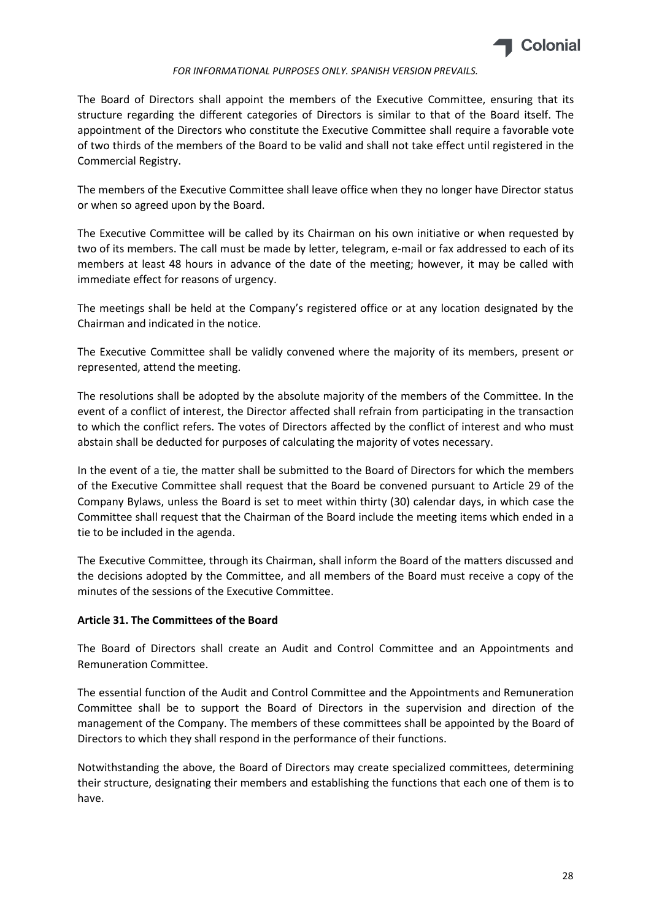The Board of Directors shall appoint the members of the Executive Committee, ensuring that its structure regarding the different categories of Directors is similar to that of the Board itself. The appointment of the Directors who constitute the Executive Committee shall require a favorable vote of two thirds of the members of the Board to be valid and shall not take effect until registered in the Commercial Registry.

The members of the Executive Committee shall leave office when they no longer have Director status or when so agreed upon by the Board.

The Executive Committee will be called by its Chairman on his own initiative or when requested by two of its members. The call must be made by letter, telegram, e-mail or fax addressed to each of its members at least 48 hours in advance of the date of the meeting; however, it may be called with immediate effect for reasons of urgency.

The meetings shall be held at the Company's registered office or at any location designated by the Chairman and indicated in the notice.

The Executive Committee shall be validly convened where the majority of its members, present or represented, attend the meeting.

The resolutions shall be adopted by the absolute majority of the members of the Committee. In the event of a conflict of interest, the Director affected shall refrain from participating in the transaction to which the conflict refers. The votes of Directors affected by the conflict of interest and who must abstain shall be deducted for purposes of calculating the majority of votes necessary.

In the event of a tie, the matter shall be submitted to the Board of Directors for which the members of the Executive Committee shall request that the Board be convened pursuant to Article 29 of the Company Bylaws, unless the Board is set to meet within thirty (30) calendar days, in which case the Committee shall request that the Chairman of the Board include the meeting items which ended in a tie to be included in the agenda.

The Executive Committee, through its Chairman, shall inform the Board of the matters discussed and the decisions adopted by the Committee, and all members of the Board must receive a copy of the minutes of the sessions of the Executive Committee.

**Article 31. The Committees of the Board**

The Board of Directors shall create an Audit and Control Committee and an Appointments and Remuneration Committee.

The essential function of the Audit and Control Committee and the Appointments and Remuneration Committee shall be to support the Board of Directors in the supervision and direction of the management of the Company. The members of these committees shall be appointed by the Board of Directors to which they shall respond in the performance of their functions.

Notwithstanding the above, the Board of Directors may create specialized committees, determining their structure, designating their members and establishing the functions that each one of them is to have.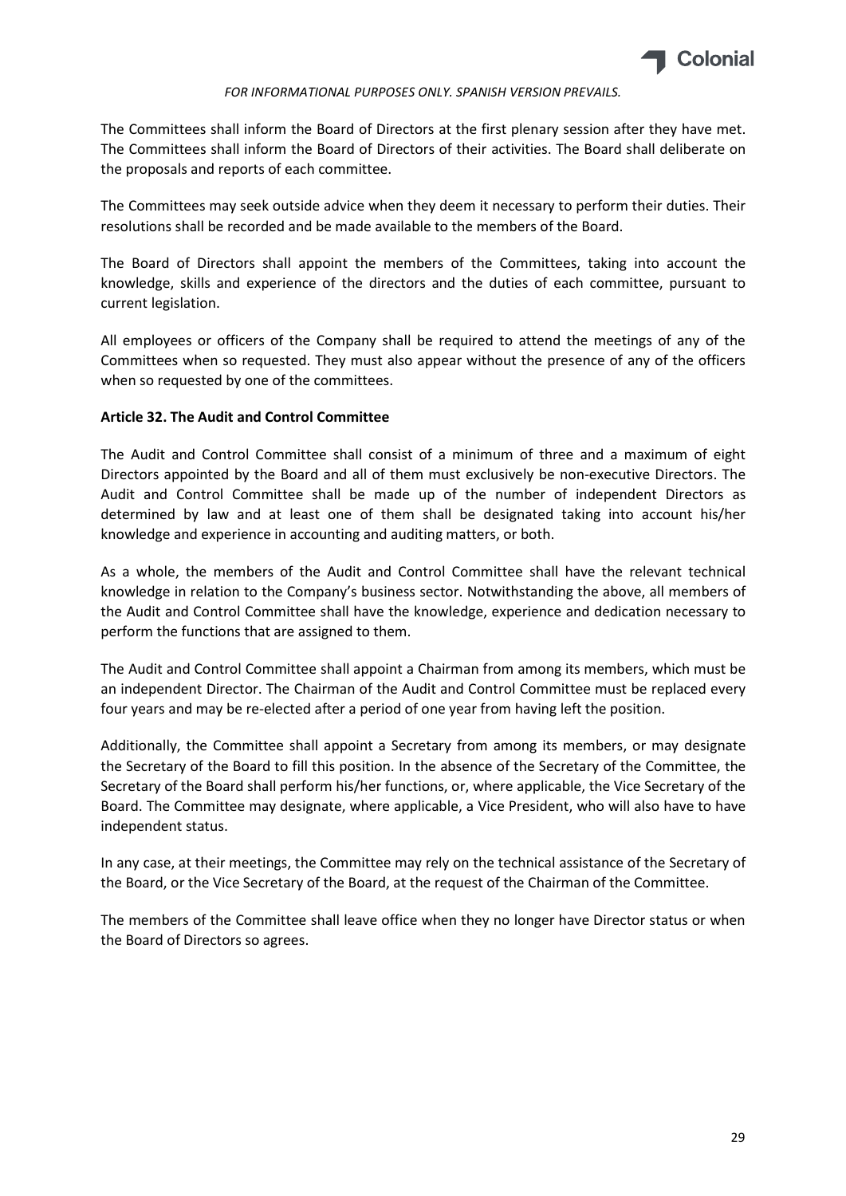The Committees shall inform the Board of Directors at the first plenary session after they have met. The Committees shall inform the Board of Directors of their activities. The Board shall deliberate on the proposals and reports of each committee.

The Committees may seek outside advice when they deem it necessary to perform their duties. Their resolutions shall be recorded and be made available to the members of the Board.

The Board of Directors shall appoint the members of the Committees, taking into account the knowledge, skills and experience of the directors and the duties of each committee, pursuant to current legislation.

All employees or officers of the Company shall be required to attend the meetings of any of the Committees when so requested. They must also appear without the presence of any of the officers when so requested by one of the committees.

**Article 32. The Audit and Control Committee**

The Audit and Control Committee shall consist of a minimum of three and a maximum of eight Directors appointed by the Board and all of them must exclusively be non-executive Directors. The Audit and Control Committee shall be made up of the number of independent Directors as determined by law and at least one of them shall be designated taking into account his/her knowledge and experience in accounting and auditing matters, or both.

As a whole, the members of the Audit and Control Committee shall have the relevant technical knowledge in relation to the Company's business sector. Notwithstanding the above, all members of the Audit and Control Committee shall have the knowledge, experience and dedication necessary to perform the functions that are assigned to them.

The Audit and Control Committee shall appoint a Chairman from among its members, which must be an independent Director. The Chairman of the Audit and Control Committee must be replaced every four years and may be re-elected after a period of one year from having left the position.

Additionally, the Committee shall appoint a Secretary from among its members, or may designate the Secretary of the Board to fill this position. In the absence of the Secretary of the Committee, the Secretary of the Board shall perform his/her functions, or, where applicable, the Vice Secretary of the Board. The Committee may designate, where applicable, a Vice President, who will also have to have independent status.

In any case, at their meetings, the Committee may rely on the technical assistance of the Secretary of the Board, or the Vice Secretary of the Board, at the request of the Chairman of the Committee.

The members of the Committee shall leave office when they no longer have Director status or when the Board of Directors so agrees.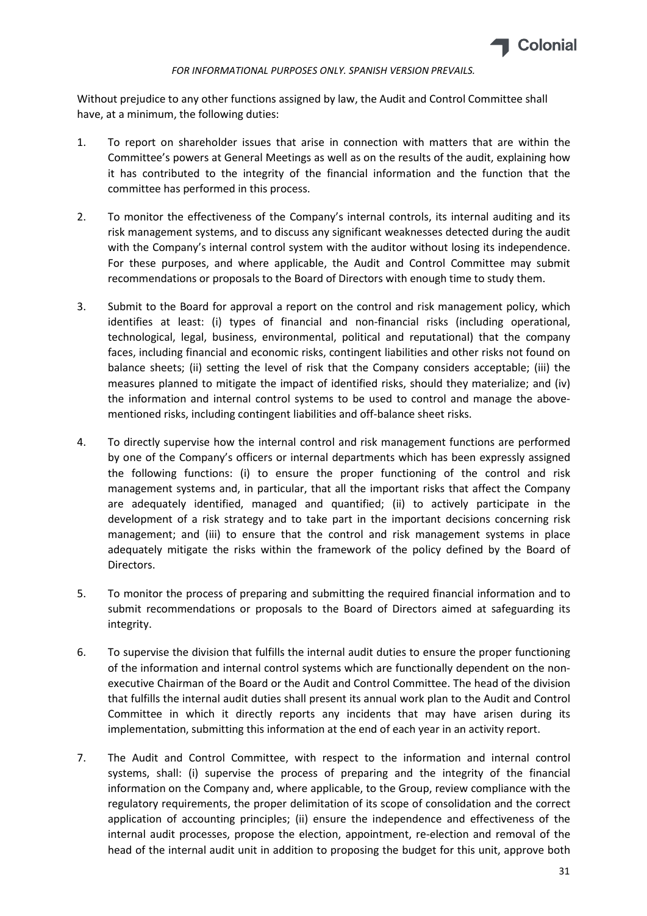Without prejudice to any other functions assigned by law, the Audit and Control Committee shall have, at a minimum, the following duties:

1. To report on shareholder issues that arise in connection with matters that are within the Committee's powers at General Meetings as well as on the results of the audit, explaining how it has contributed to the integrity of the financial information and the function that the committee has performed in this process.

2. To monitor the effectiveness of the Company's internal controls, its internal auditing and its risk management systems, and to discuss any significant weaknesses detected during the audit with the Company's internal control system with the auditor without losing its independence. For these purposes, and where applicable, the Audit and Control Committee may submit recommendations or proposals to the Board of Directors with enough time to study them.

3. Submit to the Board for approval a report on the control and risk management policy, which identifies at least: (i) types of financial and non-financial risks (including operational, technological, legal, business, environmental, political and reputational) that the company faces, including financial and economic risks, contingent liabilities and other risks not found on balance sheets; (ii) setting the level of risk that the Company considers acceptable; (iii) the measures planned to mitigate the impact of identified risks, should they materialize; and (iv) the information and internal control systems to be used to control and manage the above-mentioned risks, including contingent liabilities and off-balance sheet risks.

4. To directly supervise how the internal control and risk management functions are performed by one of the Company's officers or internal departments which has been expressly assigned the following functions: (i) to ensure the proper functioning of the control and risk management systems and, in particular, that all the important risks that affect the Company are adequately identified, managed and quantified; (ii) to actively participate in the development of a risk strategy and to take part in the important decisions concerning risk management; and (iii) to ensure that the control and risk management systems in place adequately mitigate the risks within the framework of the policy defined by the Board of Directors.

5. To monitor the process of preparing and submitting the required financial information and to submit recommendations or proposals to the Board of Directors aimed at safeguarding its integrity.

6. To supervise the division that fulfills the internal audit duties to ensure the proper functioning of the information and internal control systems which are functionally dependent on the non-executive Chairman of the Board or the Audit and Control Committee. The head of the division that fulfills the internal audit duties shall present its annual work plan to the Audit and Control Committee in which it directly reports any incidents that may have arisen during its implementation, submitting this information at the end of each year in an activity report.

7. The Audit and Control Committee, with respect to the information and internal control systems, shall: (i) supervise the process of preparing and the integrity of the financial information on the Company and, where applicable, to the Group, review compliance with the regulatory requirements, the proper delimitation of its scope of consolidation and the correct application of accounting principles; (ii) ensure the independence and effectiveness of the internal audit processes, propose the election, appointment, re-election and removal of the head of the internal audit unit in addition to proposing the budget for this unit, approve both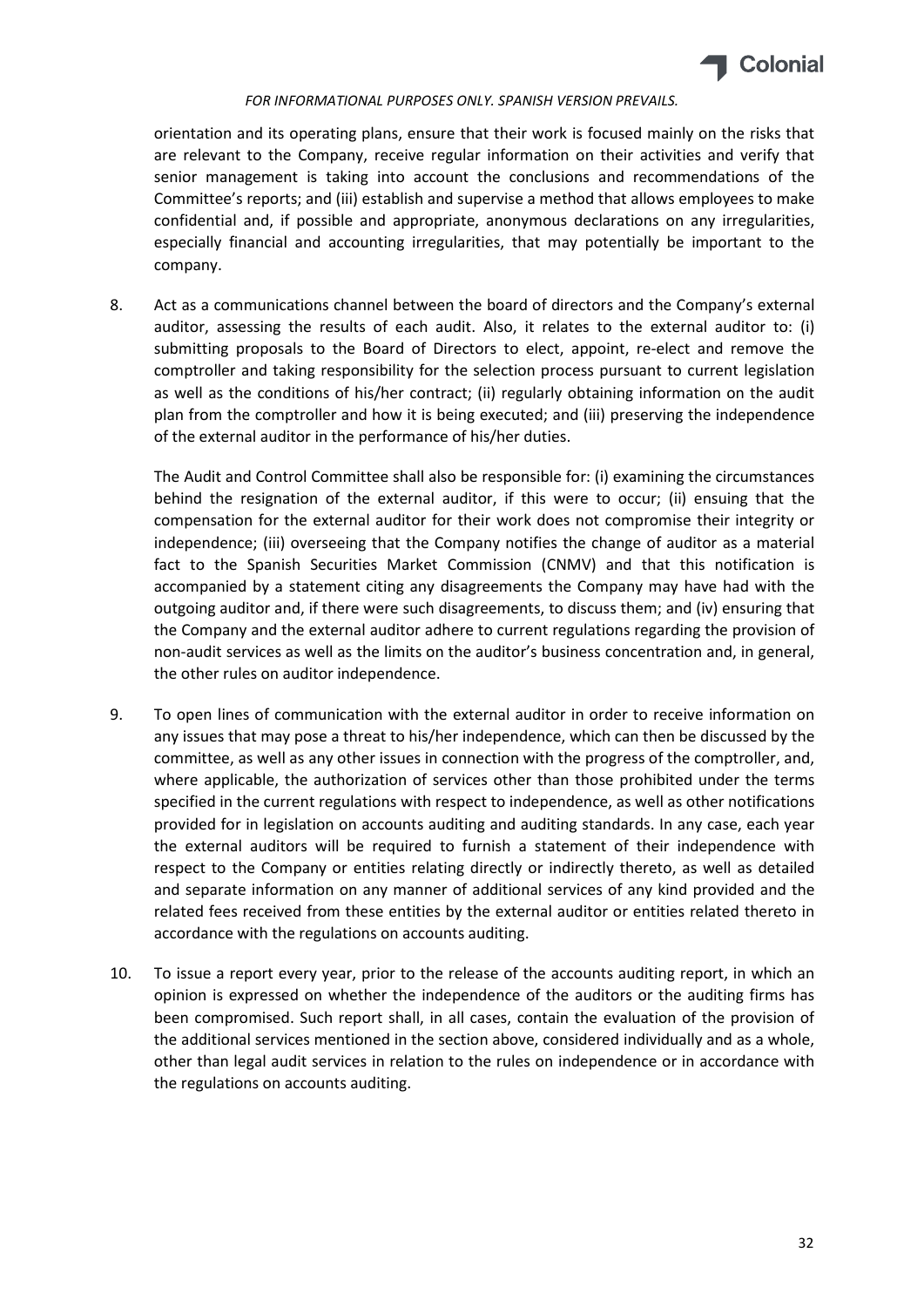orientation and its operating plans, ensure that their work is focused mainly on the risks that are relevant to the Company, receive regular information on their activities and verify that senior management is taking into account the conclusions and recommendations of the Committee's reports; and (iii) establish and supervise a method that allows employees to make confidential and, if possible and appropriate, anonymous declarations on any irregularities, especially financial and accounting irregularities, that may potentially be important to the company.

8. Act as a communications channel between the board of directors and the Company's external auditor, assessing the results of each audit. Also, it relates to the external auditor to: (i) submitting proposals to the Board of Directors to elect, appoint, re-elect and remove the comptroller and taking responsibility for the selection process pursuant to current legislation as well as the conditions of his/her contract; (ii) regularly obtaining information on the audit plan from the comptroller and how it is being executed; and (iii) preserving the independence of the external auditor in the performance of his/her duties.

   The Audit and Control Committee shall also be responsible for: (i) examining the circumstances behind the resignation of the external auditor, if this were to occur; (ii) ensuing that the compensation for the external auditor for their work does not compromise their integrity or independence; (iii) overseeing that the Company notifies the change of auditor as a material fact to the Spanish Securities Market Commission (CNMV) and that this notification is accompanied by a statement citing any disagreements the Company may have had with the outgoing auditor and, if there were such disagreements, to discuss them; and (iv) ensuring that the Company and the external auditor adhere to current regulations regarding the provision of non-audit services as well as the limits on the auditor's business concentration and, in general, the other rules on auditor independence.

9. To open lines of communication with the external auditor in order to receive information on any issues that may pose a threat to his/her independence, which can then be discussed by the committee, as well as any other issues in connection with the progress of the comptroller, and, where applicable, the authorization of services other than those prohibited under the terms specified in the current regulations with respect to independence, as well as other notifications provided for in legislation on accounts auditing and auditing standards. In any case, each year the external auditors will be required to furnish a statement of their independence with respect to the Company or entities relating directly or indirectly thereto, as well as detailed and separate information on any manner of additional services of any kind provided and the related fees received from these entities by the external auditor or entities related thereto in accordance with the regulations on accounts auditing.

10. To issue a report every year, prior to the release of the accounts auditing report, in which an opinion is expressed on whether the independence of the auditors or the auditing firms has been compromised. Such report shall, in all cases, contain the evaluation of the provision of the additional services mentioned in the section above, considered individually and as a whole, other than legal audit services in relation to the rules on independence or in accordance with the regulations on accounts auditing.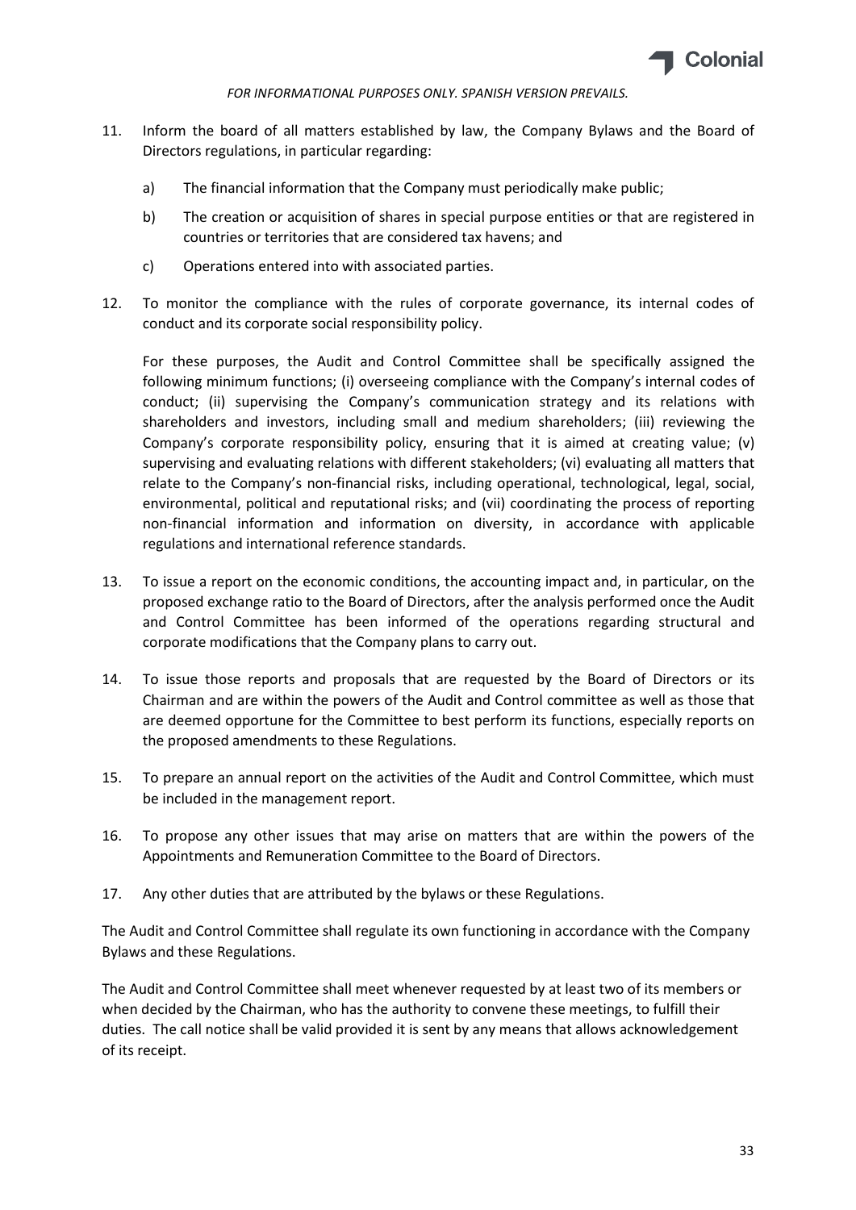11. Inform the board of all matters established by law, the Company Bylaws and the Board of Directors regulations, in particular regarding:

    a) The financial information that the Company must periodically make public;

    b) The creation or acquisition of shares in special purpose entities or that are registered in countries or territories that are considered tax havens; and

    c) Operations entered into with associated parties.

12. To monitor the compliance with the rules of corporate governance, its internal codes of conduct and its corporate social responsibility policy.

    For these purposes, the Audit and Control Committee shall be specifically assigned the following minimum functions; (i) overseeing compliance with the Company's internal codes of conduct; (ii) supervising the Company's communication strategy and its relations with shareholders and investors, including small and medium shareholders; (iii) reviewing the Company's corporate responsibility policy, ensuring that it is aimed at creating value; (v) supervising and evaluating relations with different stakeholders; (vi) evaluating all matters that relate to the Company's non-financial risks, including operational, technological, legal, social, environmental, political and reputational risks; and (vii) coordinating the process of reporting non-financial information and information on diversity, in accordance with applicable regulations and international reference standards.

13. To issue a report on the economic conditions, the accounting impact and, in particular, on the proposed exchange ratio to the Board of Directors, after the analysis performed once the Audit and Control Committee has been informed of the operations regarding structural and corporate modifications that the Company plans to carry out.

14. To issue those reports and proposals that are requested by the Board of Directors or its Chairman and are within the powers of the Audit and Control committee as well as those that are deemed opportune for the Committee to best perform its functions, especially reports on the proposed amendments to these Regulations.

15. To prepare an annual report on the activities of the Audit and Control Committee, which must be included in the management report.

16. To propose any other issues that may arise on matters that are within the powers of the Appointments and Remuneration Committee to the Board of Directors.

17. Any other duties that are attributed by the bylaws or these Regulations.

The Audit and Control Committee shall regulate its own functioning in accordance with the Company Bylaws and these Regulations.

The Audit and Control Committee shall meet whenever requested by at least two of its members or when decided by the Chairman, who has the authority to convene these meetings, to fulfill their duties. The call notice shall be valid provided it is sent by any means that allows acknowledgement of its receipt.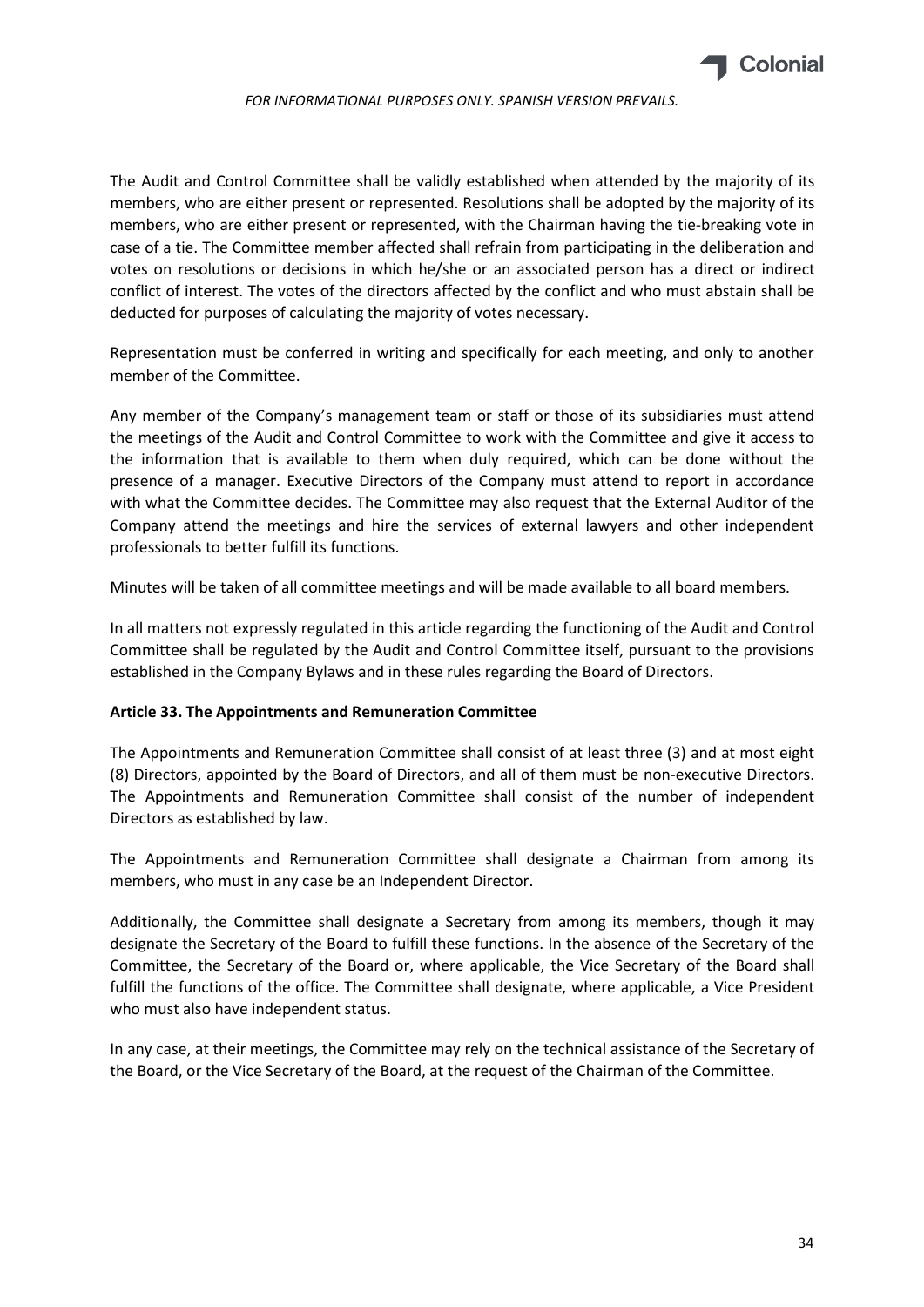The Audit and Control Committee shall be validly established when attended by the majority of its members, who are either present or represented. Resolutions shall be adopted by the majority of its members, who are either present or represented, with the Chairman having the tie-breaking vote in case of a tie. The Committee member affected shall refrain from participating in the deliberation and votes on resolutions or decisions in which he/she or an associated person has a direct or indirect conflict of interest. The votes of the directors affected by the conflict and who must abstain shall be deducted for purposes of calculating the majority of votes necessary.

Representation must be conferred in writing and specifically for each meeting, and only to another member of the Committee.

Any member of the Company's management team or staff or those of its subsidiaries must attend the meetings of the Audit and Control Committee to work with the Committee and give it access to the information that is available to them when duly required, which can be done without the presence of a manager. Executive Directors of the Company must attend to report in accordance with what the Committee decides. The Committee may also request that the External Auditor of the Company attend the meetings and hire the services of external lawyers and other independent professionals to better fulfill its functions.

Minutes will be taken of all committee meetings and will be made available to all board members.

In all matters not expressly regulated in this article regarding the functioning of the Audit and Control Committee shall be regulated by the Audit and Control Committee itself, pursuant to the provisions established in the Company Bylaws and in these rules regarding the Board of Directors.

**Article 33. The Appointments and Remuneration Committee**

The Appointments and Remuneration Committee shall consist of at least three (3) and at most eight (8) Directors, appointed by the Board of Directors, and all of them must be non-executive Directors. The Appointments and Remuneration Committee shall consist of the number of independent Directors as established by law.

The Appointments and Remuneration Committee shall designate a Chairman from among its members, who must in any case be an Independent Director.

Additionally, the Committee shall designate a Secretary from among its members, though it may designate the Secretary of the Board to fulfill these functions. In the absence of the Secretary of the Committee, the Secretary of the Board or, where applicable, the Vice Secretary of the Board shall fulfill the functions of the office. The Committee shall designate, where applicable, a Vice President who must also have independent status.

In any case, at their meetings, the Committee may rely on the technical assistance of the Secretary of the Board, or the Vice Secretary of the Board, at the request of the Chairman of the Committee.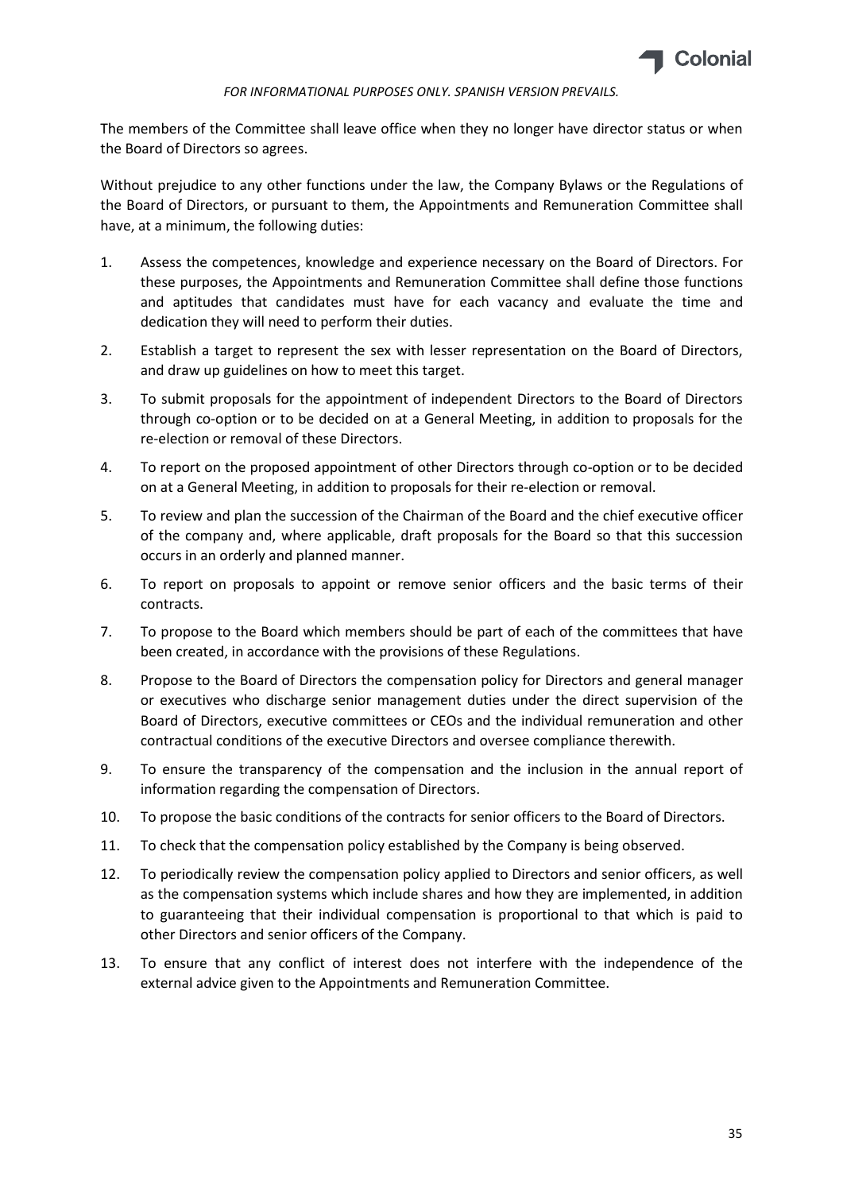*FOR INFORMATIONAL PURPOSES ONLY. SPANISH VERSION PREVAILS.*

The members of the Committee shall leave office when they no longer have director status or when the Board of Directors so agrees.

Without prejudice to any other functions under the law, the Company Bylaws or the Regulations of the Board of Directors, or pursuant to them, the Appointments and Remuneration Committee shall have, at a minimum, the following duties:

1. Assess the competences, knowledge and experience necessary on the Board of Directors. For these purposes, the Appointments and Remuneration Committee shall define those functions and aptitudes that candidates must have for each vacancy and evaluate the time and dedication they will need to perform their duties.
2. Establish a target to represent the sex with lesser representation on the Board of Directors, and draw up guidelines on how to meet this target.
3. To submit proposals for the appointment of independent Directors to the Board of Directors through co-option or to be decided on at a General Meeting, in addition to proposals for the re-election or removal of these Directors.
4. To report on the proposed appointment of other Directors through co-option or to be decided on at a General Meeting, in addition to proposals for their re-election or removal.
5. To review and plan the succession of the Chairman of the Board and the chief executive officer of the company and, where applicable, draft proposals for the Board so that this succession occurs in an orderly and planned manner.
6. To report on proposals to appoint or remove senior officers and the basic terms of their contracts.
7. To propose to the Board which members should be part of each of the committees that have been created, in accordance with the provisions of these Regulations.
8. Propose to the Board of Directors the compensation policy for Directors and general manager or executives who discharge senior management duties under the direct supervision of the Board of Directors, executive committees or CEOs and the individual remuneration and other contractual conditions of the executive Directors and oversee compliance therewith.
9. To ensure the transparency of the compensation and the inclusion in the annual report of information regarding the compensation of Directors.
10. To propose the basic conditions of the contracts for senior officers to the Board of Directors.
11. To check that the compensation policy established by the Company is being observed.
12. To periodically review the compensation policy applied to Directors and senior officers, as well as the compensation systems which include shares and how they are implemented, in addition to guaranteeing that their individual compensation is proportional to that which is paid to other Directors and senior officers of the Company.
13. To ensure that any conflict of interest does not interfere with the independence of the external advice given to the Appointments and Remuneration Committee.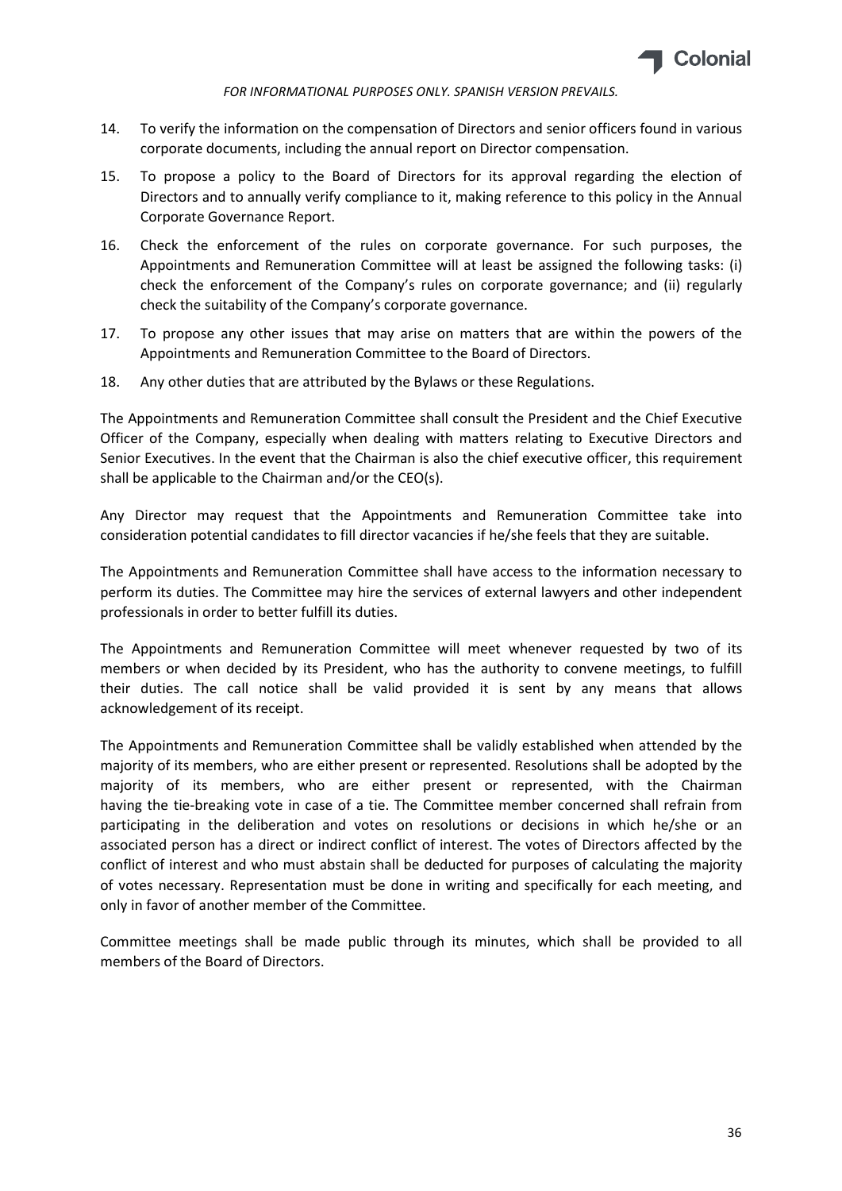14. To verify the information on the compensation of Directors and senior officers found in various corporate documents, including the annual report on Director compensation.
15. To propose a policy to the Board of Directors for its approval regarding the election of Directors and to annually verify compliance to it, making reference to this policy in the Annual Corporate Governance Report.
16. Check the enforcement of the rules on corporate governance. For such purposes, the Appointments and Remuneration Committee will at least be assigned the following tasks: (i) check the enforcement of the Company's rules on corporate governance; and (ii) regularly check the suitability of the Company's corporate governance.
17. To propose any other issues that may arise on matters that are within the powers of the Appointments and Remuneration Committee to the Board of Directors.
18. Any other duties that are attributed by the Bylaws or these Regulations.

The Appointments and Remuneration Committee shall consult the President and the Chief Executive Officer of the Company, especially when dealing with matters relating to Executive Directors and Senior Executives. In the event that the Chairman is also the chief executive officer, this requirement shall be applicable to the Chairman and/or the CEO(s).

Any Director may request that the Appointments and Remuneration Committee take into consideration potential candidates to fill director vacancies if he/she feels that they are suitable.

The Appointments and Remuneration Committee shall have access to the information necessary to perform its duties. The Committee may hire the services of external lawyers and other independent professionals in order to better fulfill its duties.

The Appointments and Remuneration Committee will meet whenever requested by two of its members or when decided by its President, who has the authority to convene meetings, to fulfill their duties. The call notice shall be valid provided it is sent by any means that allows acknowledgement of its receipt.

The Appointments and Remuneration Committee shall be validly established when attended by the majority of its members, who are either present or represented. Resolutions shall be adopted by the majority of its members, who are either present or represented, with the Chairman having the tie-breaking vote in case of a tie. The Committee member concerned shall refrain from participating in the deliberation and votes on resolutions or decisions in which he/she or an associated person has a direct or indirect conflict of interest. The votes of Directors affected by the conflict of interest and who must abstain shall be deducted for purposes of calculating the majority of votes necessary. Representation must be done in writing and specifically for each meeting, and only in favor of another member of the Committee.

Committee meetings shall be made public through its minutes, which shall be provided to all members of the Board of Directors.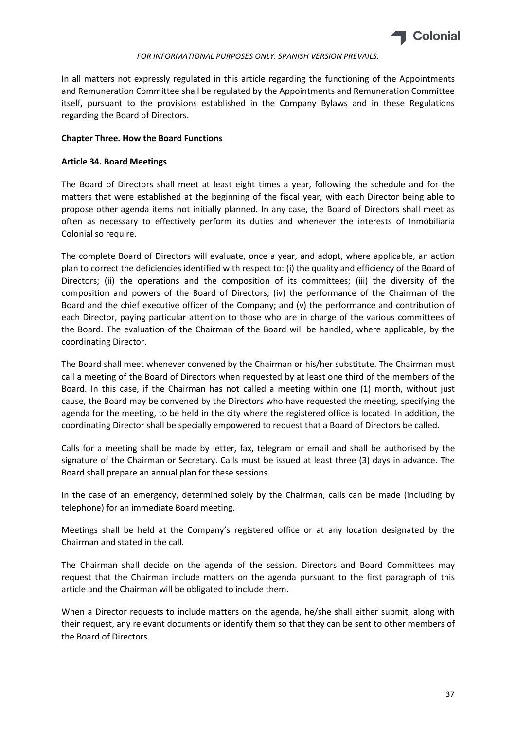In all matters not expressly regulated in this article regarding the functioning of the Appointments and Remuneration Committee shall be regulated by the Appointments and Remuneration Committee itself, pursuant to the provisions established in the Company Bylaws and in these Regulations regarding the Board of Directors.

## Chapter Three. How the Board Functions

### Article 34. Board Meetings

The Board of Directors shall meet at least eight times a year, following the schedule and for the matters that were established at the beginning of the fiscal year, with each Director being able to propose other agenda items not initially planned. In any case, the Board of Directors shall meet as often as necessary to effectively perform its duties and whenever the interests of Inmobiliaria Colonial so require.

The complete Board of Directors will evaluate, once a year, and adopt, where applicable, an action plan to correct the deficiencies identified with respect to: (i) the quality and efficiency of the Board of Directors; (ii) the operations and the composition of its committees; (iii) the diversity of the composition and powers of the Board of Directors; (iv) the performance of the Chairman of the Board and the chief executive officer of the Company; and (v) the performance and contribution of each Director, paying particular attention to those who are in charge of the various committees of the Board. The evaluation of the Chairman of the Board will be handled, where applicable, by the coordinating Director.

The Board shall meet whenever convened by the Chairman or his/her substitute. The Chairman must call a meeting of the Board of Directors when requested by at least one third of the members of the Board. In this case, if the Chairman has not called a meeting within one (1) month, without just cause, the Board may be convened by the Directors who have requested the meeting, specifying the agenda for the meeting, to be held in the city where the registered office is located. In addition, the coordinating Director shall be specially empowered to request that a Board of Directors be called.

Calls for a meeting shall be made by letter, fax, telegram or email and shall be authorised by the signature of the Chairman or Secretary. Calls must be issued at least three (3) days in advance. The Board shall prepare an annual plan for these sessions.

In the case of an emergency, determined solely by the Chairman, calls can be made (including by telephone) for an immediate Board meeting.

Meetings shall be held at the Company's registered office or at any location designated by the Chairman and stated in the call.

The Chairman shall decide on the agenda of the session. Directors and Board Committees may request that the Chairman include matters on the agenda pursuant to the first paragraph of this article and the Chairman will be obligated to include them.

When a Director requests to include matters on the agenda, he/she shall either submit, along with their request, any relevant documents or identify them so that they can be sent to other members of the Board of Directors.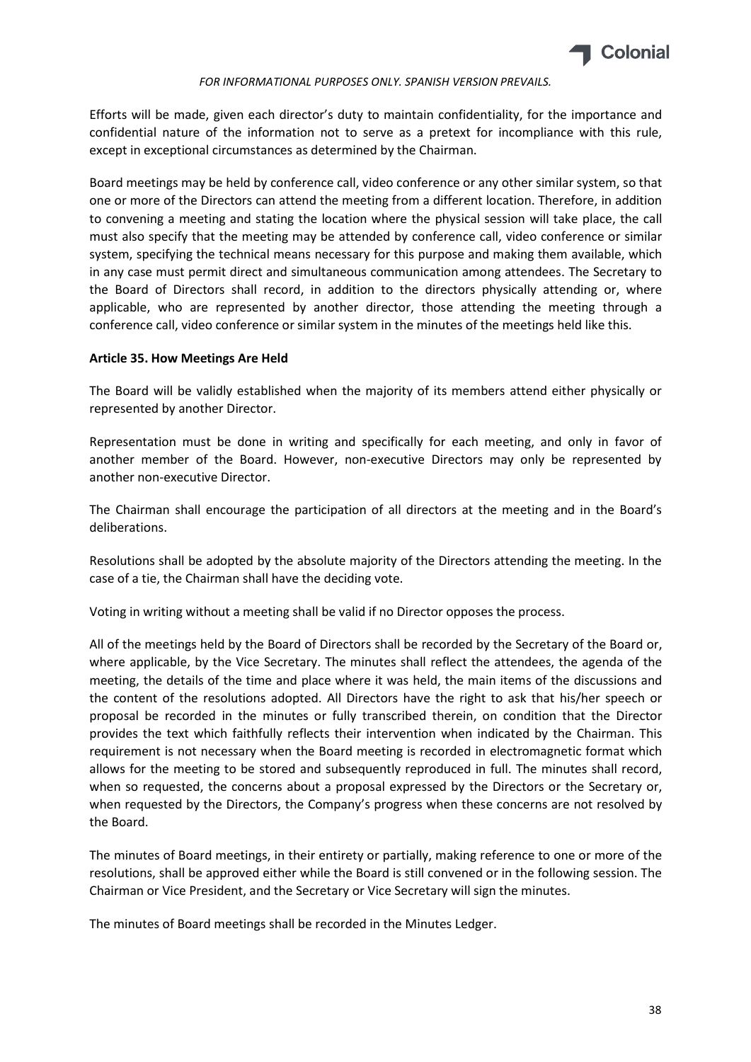Efforts will be made, given each director's duty to maintain confidentiality, for the importance and confidential nature of the information not to serve as a pretext for incompliance with this rule, except in exceptional circumstances as determined by the Chairman.

Board meetings may be held by conference call, video conference or any other similar system, so that one or more of the Directors can attend the meeting from a different location. Therefore, in addition to convening a meeting and stating the location where the physical session will take place, the call must also specify that the meeting may be attended by conference call, video conference or similar system, specifying the technical means necessary for this purpose and making them available, which in any case must permit direct and simultaneous communication among attendees. The Secretary to the Board of Directors shall record, in addition to the directors physically attending or, where applicable, who are represented by another director, those attending the meeting through a conference call, video conference or similar system in the minutes of the meetings held like this.

**Article 35. How Meetings Are Held**

The Board will be validly established when the majority of its members attend either physically or represented by another Director.

Representation must be done in writing and specifically for each meeting, and only in favor of another member of the Board. However, non-executive Directors may only be represented by another non-executive Director.

The Chairman shall encourage the participation of all directors at the meeting and in the Board's deliberations.

Resolutions shall be adopted by the absolute majority of the Directors attending the meeting. In the case of a tie, the Chairman shall have the deciding vote.

Voting in writing without a meeting shall be valid if no Director opposes the process.

All of the meetings held by the Board of Directors shall be recorded by the Secretary of the Board or, where applicable, by the Vice Secretary. The minutes shall reflect the attendees, the agenda of the meeting, the details of the time and place where it was held, the main items of the discussions and the content of the resolutions adopted. All Directors have the right to ask that his/her speech or proposal be recorded in the minutes or fully transcribed therein, on condition that the Director provides the text which faithfully reflects their intervention when indicated by the Chairman. This requirement is not necessary when the Board meeting is recorded in electromagnetic format which allows for the meeting to be stored and subsequently reproduced in full. The minutes shall record, when so requested, the concerns about a proposal expressed by the Directors or the Secretary or, when requested by the Directors, the Company's progress when these concerns are not resolved by the Board.

The minutes of Board meetings, in their entirety or partially, making reference to one or more of the resolutions, shall be approved either while the Board is still convened or in the following session. The Chairman or Vice President, and the Secretary or Vice Secretary will sign the minutes.

The minutes of Board meetings shall be recorded in the Minutes Ledger.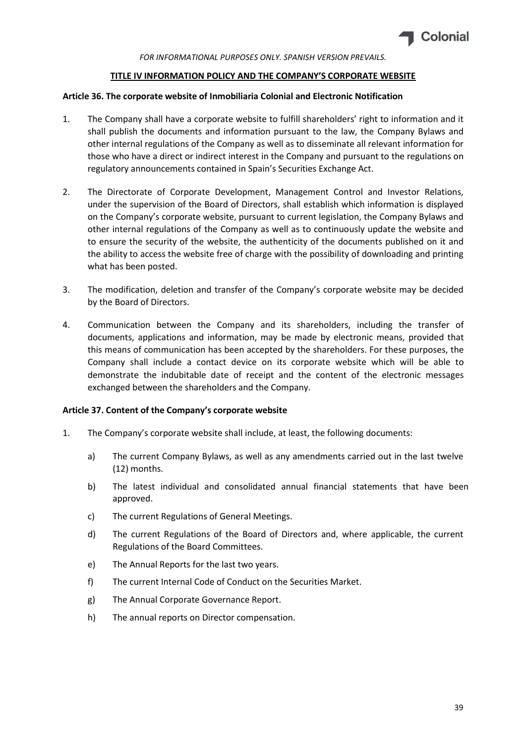*FOR INFORMATIONAL PURPOSES ONLY. SPANISH VERSION PREVAILS.*

## TITLE IV INFORMATION POLICY AND THE COMPANY'S CORPORATE WEBSITE

### Article 36. The corporate website of Inmobiliaria Colonial and Electronic Notification

1. The Company shall have a corporate website to fulfill shareholders' right to information and it shall publish the documents and information pursuant to the law, the Company Bylaws and other internal regulations of the Company as well as to disseminate all relevant information for those who have a direct or indirect interest in the Company and pursuant to the regulations on regulatory announcements contained in Spain's Securities Exchange Act.

2. The Directorate of Corporate Development, Management Control and Investor Relations, under the supervision of the Board of Directors, shall establish which information is displayed on the Company's corporate website, pursuant to current legislation, the Company Bylaws and other internal regulations of the Company as well as to continuously update the website and to ensure the security of the website, the authenticity of the documents published on it and the ability to access the website free of charge with the possibility of downloading and printing what has been posted.

3. The modification, deletion and transfer of the Company's corporate website may be decided by the Board of Directors.

4. Communication between the Company and its shareholders, including the transfer of documents, applications and information, may be made by electronic means, provided that this means of communication has been accepted by the shareholders. For these purposes, the Company shall include a contact device on its corporate website which will be able to demonstrate the indubitable date of receipt and the content of the electronic messages exchanged between the shareholders and the Company.

### Article 37. Content of the Company's corporate website

1. The Company's corporate website shall include, at least, the following documents:

    a) The current Company Bylaws, as well as any amendments carried out in the last twelve (12) months.

    b) The latest individual and consolidated annual financial statements that have been approved.

    c) The current Regulations of General Meetings.

    d) The current Regulations of the Board of Directors and, where applicable, the current Regulations of the Board Committees.

    e) The Annual Reports for the last two years.

    f) The current Internal Code of Conduct on the Securities Market.

    g) The Annual Corporate Governance Report.

    h) The annual reports on Director compensation.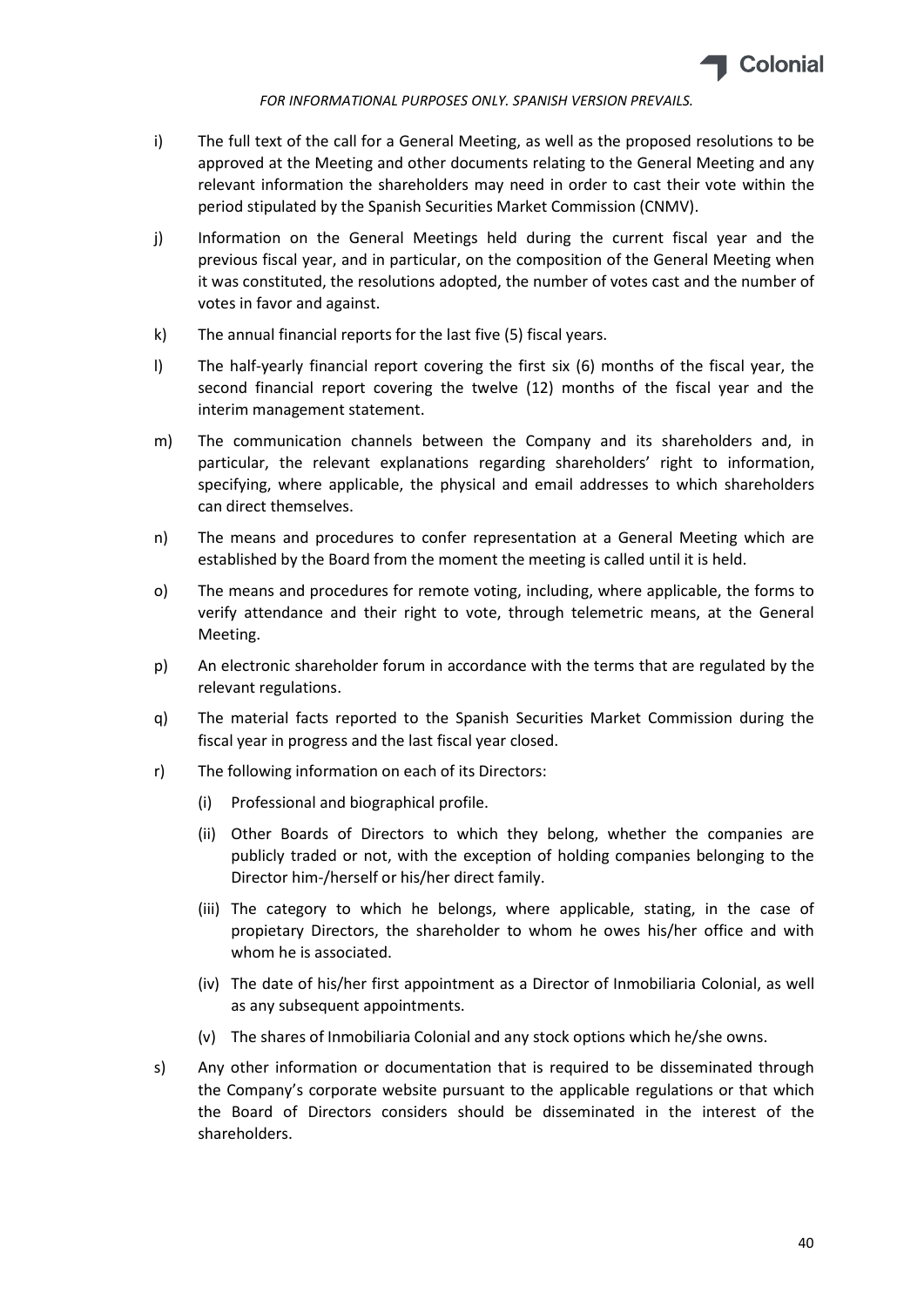i) The full text of the call for a General Meeting, as well as the proposed resolutions to be approved at the Meeting and other documents relating to the General Meeting and any relevant information the shareholders may need in order to cast their vote within the period stipulated by the Spanish Securities Market Commission (CNMV).

j) Information on the General Meetings held during the current fiscal year and the previous fiscal year, and in particular, on the composition of the General Meeting when it was constituted, the resolutions adopted, the number of votes cast and the number of votes in favor and against.

k) The annual financial reports for the last five (5) fiscal years.

l) The half-yearly financial report covering the first six (6) months of the fiscal year, the second financial report covering the twelve (12) months of the fiscal year and the interim management statement.

m) The communication channels between the Company and its shareholders and, in particular, the relevant explanations regarding shareholders' right to information, specifying, where applicable, the physical and email addresses to which shareholders can direct themselves.

n) The means and procedures to confer representation at a General Meeting which are established by the Board from the moment the meeting is called until it is held.

o) The means and procedures for remote voting, including, where applicable, the forms to verify attendance and their right to vote, through telemetric means, at the General Meeting.

p) An electronic shareholder forum in accordance with the terms that are regulated by the relevant regulations.

q) The material facts reported to the Spanish Securities Market Commission during the fiscal year in progress and the last fiscal year closed.

r) The following information on each of its Directors:

   (i) Professional and biographical profile.

   (ii) Other Boards of Directors to which they belong, whether the companies are publicly traded or not, with the exception of holding companies belonging to the Director him-/herself or his/her direct family.

   (iii) The category to which he belongs, where applicable, stating, in the case of propietary Directors, the shareholder to whom he owes his/her office and with whom he is associated.

   (iv) The date of his/her first appointment as a Director of Inmobiliaria Colonial, as well as any subsequent appointments.

   (v) The shares of Inmobiliaria Colonial and any stock options which he/she owns.

s) Any other information or documentation that is required to be disseminated through the Company's corporate website pursuant to the applicable regulations or that which the Board of Directors considers should be disseminated in the interest of the shareholders.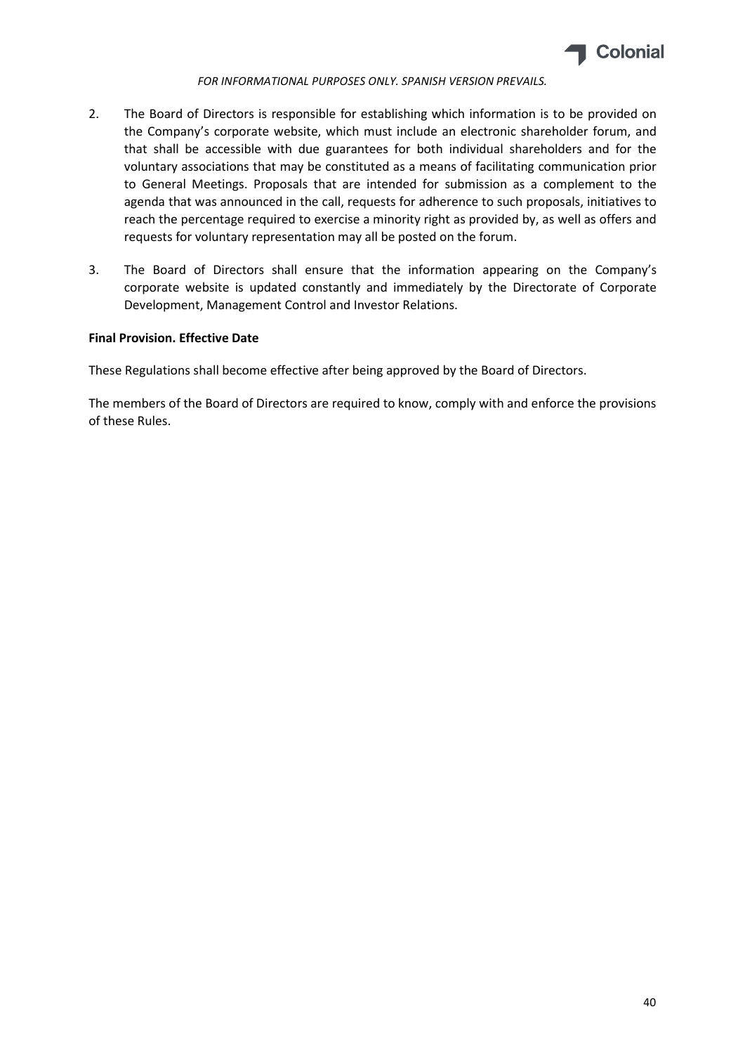2. The Board of Directors is responsible for establishing which information is to be provided on the Company's corporate website, which must include an electronic shareholder forum, and that shall be accessible with due guarantees for both individual shareholders and for the voluntary associations that may be constituted as a means of facilitating communication prior to General Meetings. Proposals that are intended for submission as a complement to the agenda that was announced in the call, requests for adherence to such proposals, initiatives to reach the percentage required to exercise a minority right as provided by, as well as offers and requests for voluntary representation may all be posted on the forum.

3. The Board of Directors shall ensure that the information appearing on the Company's corporate website is updated constantly and immediately by the Directorate of Corporate Development, Management Control and Investor Relations.

**Final Provision. Effective Date**

These Regulations shall become effective after being approved by the Board of Directors.

The members of the Board of Directors are required to know, comply with and enforce the provisions of these Rules.